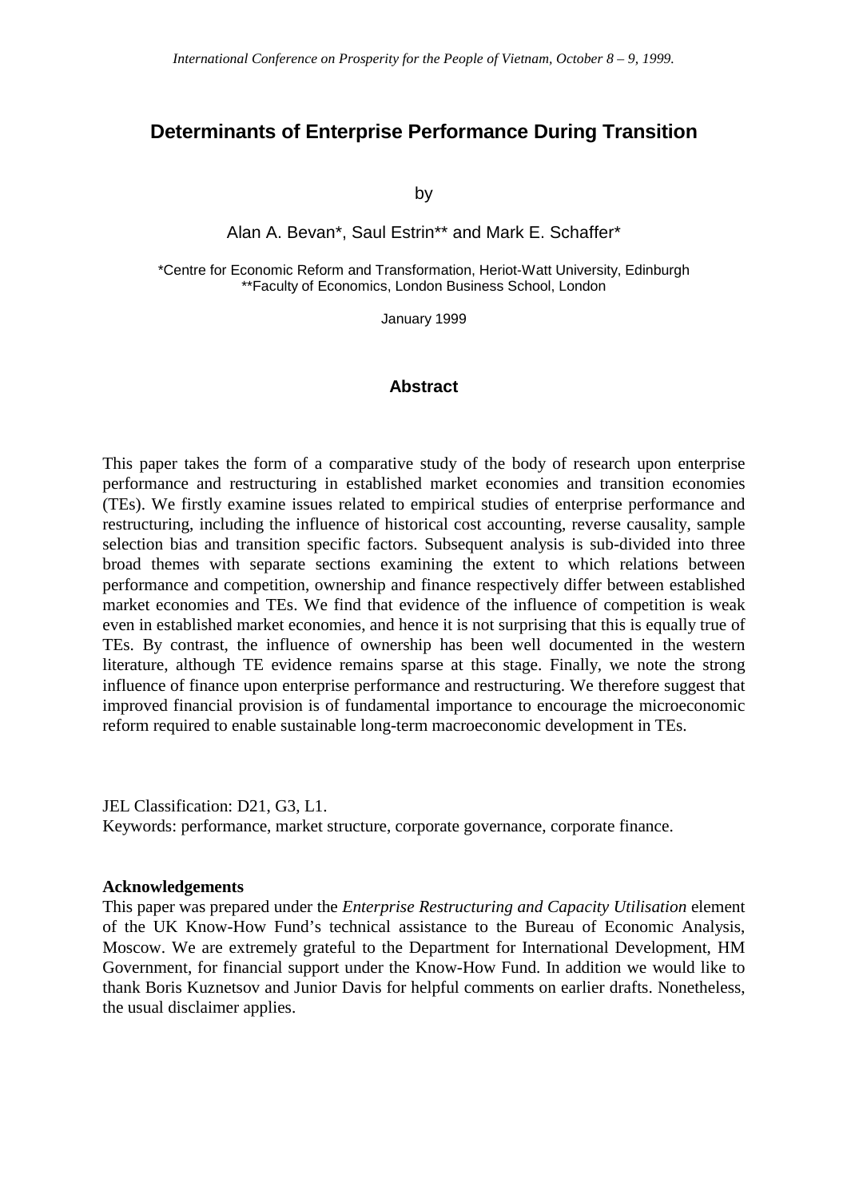# Determinants of Enterprise Performance During Transition

by

Alan A. Bevan*, Saul Estrin** and Mark E. Schaffer*

*Centre for Economic Reform and Transformation, Heriot-Watt University, Edinburgh
**Faculty of Economics, London Business School, London

January 1999

## Abstract

This paper takes the form of a comparative study of the body of research upon enterprise performance and restructuring in established market economies and transition economies (TEs). We firstly examine issues related to empirical studies of enterprise performance and restructuring, including the influence of historical cost accounting, reverse causality, sample selection bias and transition specific factors. Subsequent analysis is sub-divided into three broad themes with separate sections examining the extent to which relations between performance and competition, ownership and finance respectively differ between established market economies and TEs. We find that evidence of the influence of competition is weak even in established market economies, and hence it is not surprising that this is equally true of TEs. By contrast, the influence of ownership has been well documented in the western literature, although TE evidence remains sparse at this stage. Finally, we note the strong influence of finance upon enterprise performance and restructuring. We therefore suggest that improved financial provision is of fundamental importance to encourage the microeconomic reform required to enable sustainable long-term macroeconomic development in TEs.

JEL Classification: D21, G3, L1.
Keywords: performance, market structure, corporate governance, corporate finance.

**Acknowledgements**
This paper was prepared under the *Enterprise Restructuring and Capacity Utilisation* element of the UK Know-How Fund's technical assistance to the Bureau of Economic Analysis, Moscow. We are extremely grateful to the Department for International Development, HM Government, for financial support under the Know-How Fund. In addition we would like to thank Boris Kuznetsov and Junior Davis for helpful comments on earlier drafts. Nonetheless, the usual disclaimer applies.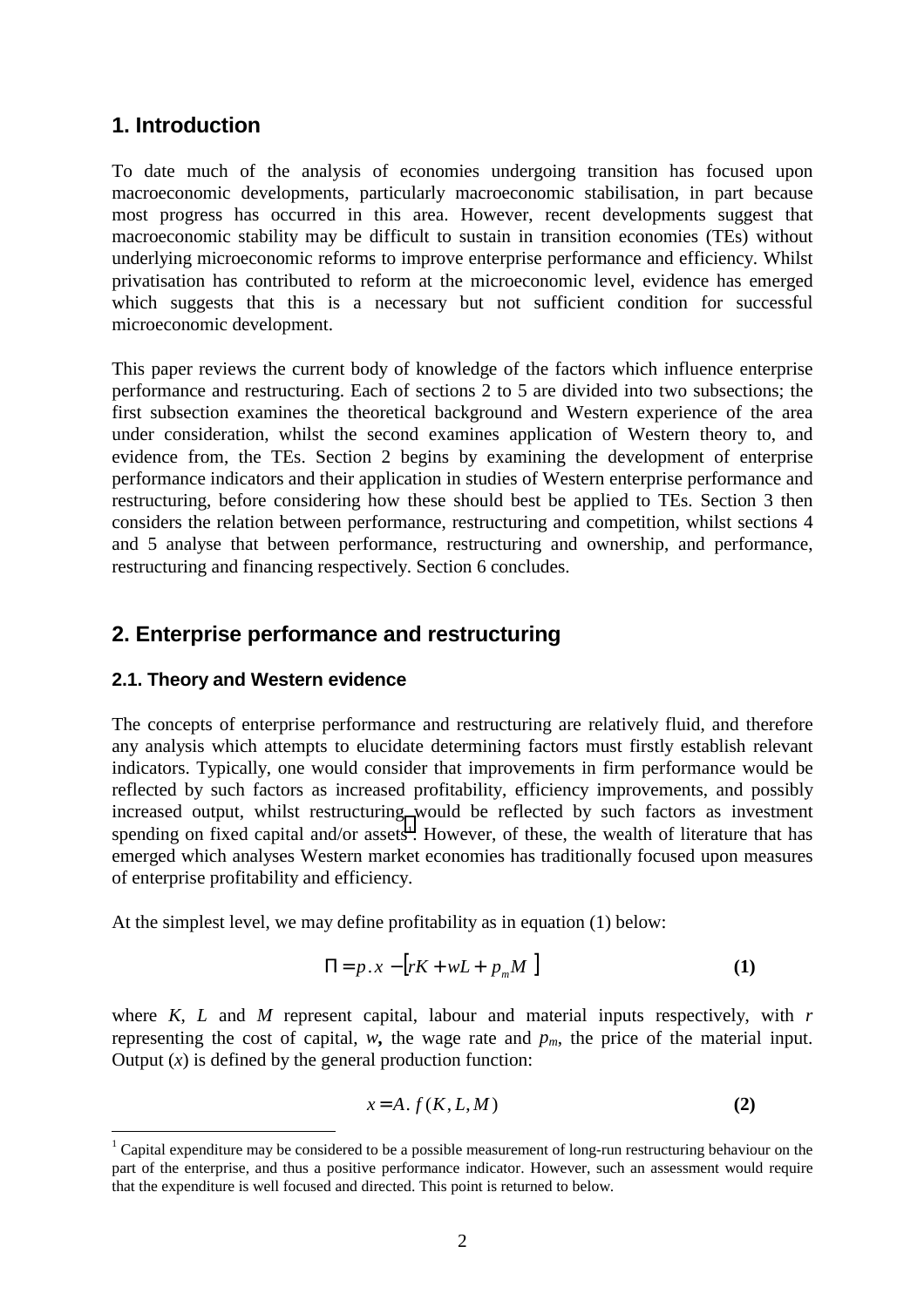## 1. Introduction

To date much of the analysis of economies undergoing transition has focused upon macroeconomic developments, particularly macroeconomic stabilisation, in part because most progress has occurred in this area. However, recent developments suggest that macroeconomic stability may be difficult to sustain in transition economies (TEs) without underlying microeconomic reforms to improve enterprise performance and efficiency. Whilst privatisation has contributed to reform at the microeconomic level, evidence has emerged which suggests that this is a necessary but not sufficient condition for successful microeconomic development.

This paper reviews the current body of knowledge of the factors which influence enterprise performance and restructuring. Each of sections 2 to 5 are divided into two subsections; the first subsection examines the theoretical background and Western experience of the area under consideration, whilst the second examines application of Western theory to, and evidence from, the TEs. Section 2 begins by examining the development of enterprise performance indicators and their application in studies of Western enterprise performance and restructuring, before considering how these should best be applied to TEs. Section 3 then considers the relation between performance, restructuring and competition, whilst sections 4 and 5 analyse that between performance, restructuring and ownership, and performance, restructuring and financing respectively. Section 6 concludes.

## 2. Enterprise performance and restructuring

### 2.1. Theory and Western evidence

The concepts of enterprise performance and restructuring are relatively fluid, and therefore any analysis which attempts to elucidate determining factors must firstly establish relevant indicators. Typically, one would consider that improvements in firm performance would be reflected by such factors as increased profitability, efficiency improvements, and possibly increased output, whilst restructuring would be reflected by such factors as investment spending on fixed capital and/or assets[1]. However, of these, the wealth of literature that has emerged which analyses Western market economies has traditionally focused upon measures of enterprise profitability and efficiency.

At the simplest level, we may define profitability as in equation (1) below:

$$\Pi = p.x - \left[ rK + wL + p_m M \right] \qquad \textbf{(1)}$$

where $K$, $L$ and $M$ represent capital, labour and material inputs respectively, with $r$ representing the cost of capital, $w$**,** the wage rate and $p_m$, the price of the material input. Output ($x$) is defined by the general production function:

$$x = A.\ f(K, L, M) \qquad \textbf{(2)}$$

[1] Capital expenditure may be considered to be a possible measurement of long-run restructuring behaviour on the part of the enterprise, and thus a positive performance indicator. However, such an assessment would require that the expenditure is well focused and directed. This point is returned to below.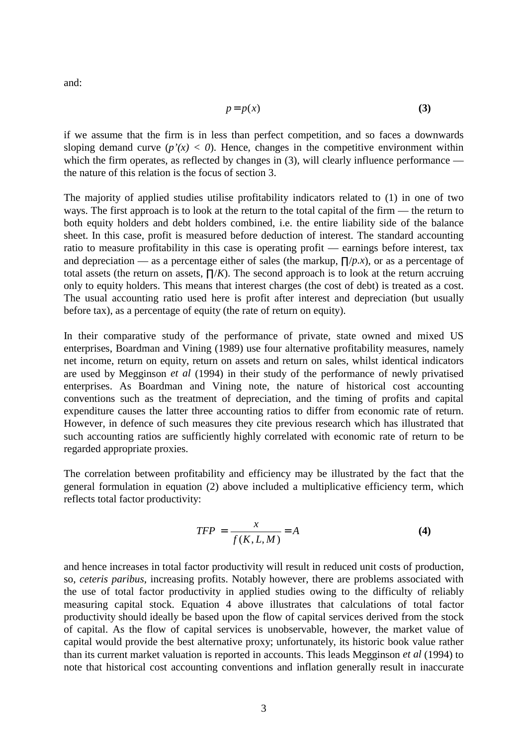and:

$$p = p(x) \qquad \textbf{(3)}$$

if we assume that the firm is in less than perfect competition, and so faces a downwards sloping demand curve ($p'(x) < 0$). Hence, changes in the competitive environment within which the firm operates, as reflected by changes in (3), will clearly influence performance — the nature of this relation is the focus of section 3.

The majority of applied studies utilise profitability indicators related to (1) in one of two ways. The first approach is to look at the return to the total capital of the firm — the return to both equity holders and debt holders combined, i.e. the entire liability side of the balance sheet. In this case, profit is measured before deduction of interest. The standard accounting ratio to measure profitability in this case is operating profit — earnings before interest, tax and depreciation — as a percentage either of sales (the markup, $\prod/p.x$), or as a percentage of total assets (the return on assets, $\prod/K$). The second approach is to look at the return accruing only to equity holders. This means that interest charges (the cost of debt) is treated as a cost. The usual accounting ratio used here is profit after interest and depreciation (but usually before tax), as a percentage of equity (the rate of return on equity).

In their comparative study of the performance of private, state owned and mixed US enterprises, Boardman and Vining (1989) use four alternative profitability measures, namely net income, return on equity, return on assets and return on sales, whilst identical indicators are used by Megginson *et al* (1994) in their study of the performance of newly privatised enterprises. As Boardman and Vining note, the nature of historical cost accounting conventions such as the treatment of depreciation, and the timing of profits and capital expenditure causes the latter three accounting ratios to differ from economic rate of return. However, in defence of such measures they cite previous research which has illustrated that such accounting ratios are sufficiently highly correlated with economic rate of return to be regarded appropriate proxies.

The correlation between profitability and efficiency may be illustrated by the fact that the general formulation in equation (2) above included a multiplicative efficiency term, which reflects total factor productivity:

$$TFP = \frac{x}{f(K, L, M)} = A \qquad \textbf{(4)}$$

and hence increases in total factor productivity will result in reduced unit costs of production, so, *ceteris paribus*, increasing profits. Notably however, there are problems associated with the use of total factor productivity in applied studies owing to the difficulty of reliably measuring capital stock. Equation 4 above illustrates that calculations of total factor productivity should ideally be based upon the flow of capital services derived from the stock of capital. As the flow of capital services is unobservable, however, the market value of capital would provide the best alternative proxy; unfortunately, its historic book value rather than its current market valuation is reported in accounts. This leads Megginson *et al* (1994) to note that historical cost accounting conventions and inflation generally result in inaccurate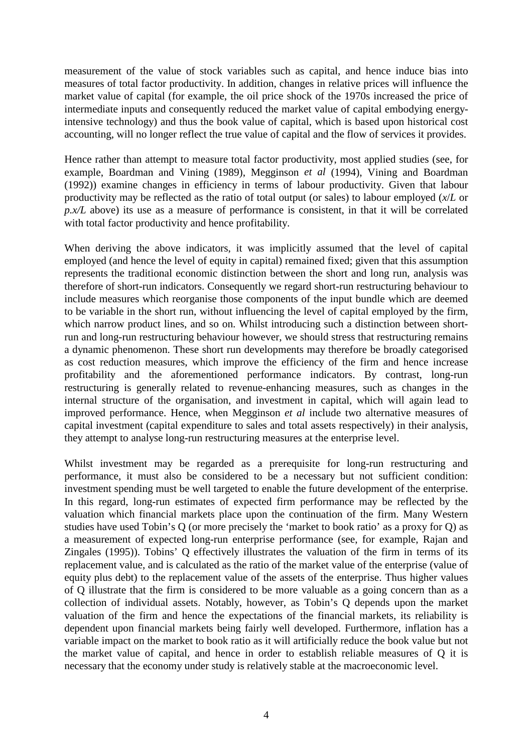measurement of the value of stock variables such as capital, and hence induce bias into measures of total factor productivity. In addition, changes in relative prices will influence the market value of capital (for example, the oil price shock of the 1970s increased the price of intermediate inputs and consequently reduced the market value of capital embodying energy-intensive technology) and thus the book value of capital, which is based upon historical cost accounting, will no longer reflect the true value of capital and the flow of services it provides.

Hence rather than attempt to measure total factor productivity, most applied studies (see, for example, Boardman and Vining (1989), Megginson *et al* (1994), Vining and Boardman (1992)) examine changes in efficiency in terms of labour productivity. Given that labour productivity may be reflected as the ratio of total output (or sales) to labour employed ($x/L$ or $p.x/L$ above) its use as a measure of performance is consistent, in that it will be correlated with total factor productivity and hence profitability.

When deriving the above indicators, it was implicitly assumed that the level of capital employed (and hence the level of equity in capital) remained fixed; given that this assumption represents the traditional economic distinction between the short and long run, analysis was therefore of short-run indicators. Consequently we regard short-run restructuring behaviour to include measures which reorganise those components of the input bundle which are deemed to be variable in the short run, without influencing the level of capital employed by the firm, which narrow product lines, and so on. Whilst introducing such a distinction between short-run and long-run restructuring behaviour however, we should stress that restructuring remains a dynamic phenomenon. These short run developments may therefore be broadly categorised as cost reduction measures, which improve the efficiency of the firm and hence increase profitability and the aforementioned performance indicators. By contrast, long-run restructuring is generally related to revenue-enhancing measures, such as changes in the internal structure of the organisation, and investment in capital, which will again lead to improved performance. Hence, when Megginson *et al* include two alternative measures of capital investment (capital expenditure to sales and total assets respectively) in their analysis, they attempt to analyse long-run restructuring measures at the enterprise level.

Whilst investment may be regarded as a prerequisite for long-run restructuring and performance, it must also be considered to be a necessary but not sufficient condition: investment spending must be well targeted to enable the future development of the enterprise. In this regard, long-run estimates of expected firm performance may be reflected by the valuation which financial markets place upon the continuation of the firm. Many Western studies have used Tobin's Q (or more precisely the 'market to book ratio' as a proxy for Q) as a measurement of expected long-run enterprise performance (see, for example, Rajan and Zingales (1995)). Tobins' Q effectively illustrates the valuation of the firm in terms of its replacement value, and is calculated as the ratio of the market value of the enterprise (value of equity plus debt) to the replacement value of the assets of the enterprise. Thus higher values of Q illustrate that the firm is considered to be more valuable as a going concern than as a collection of individual assets. Notably, however, as Tobin's Q depends upon the market valuation of the firm and hence the expectations of the financial markets, its reliability is dependent upon financial markets being fairly well developed. Furthermore, inflation has a variable impact on the market to book ratio as it will artificially reduce the book value but not the market value of capital, and hence in order to establish reliable measures of Q it is necessary that the economy under study is relatively stable at the macroeconomic level.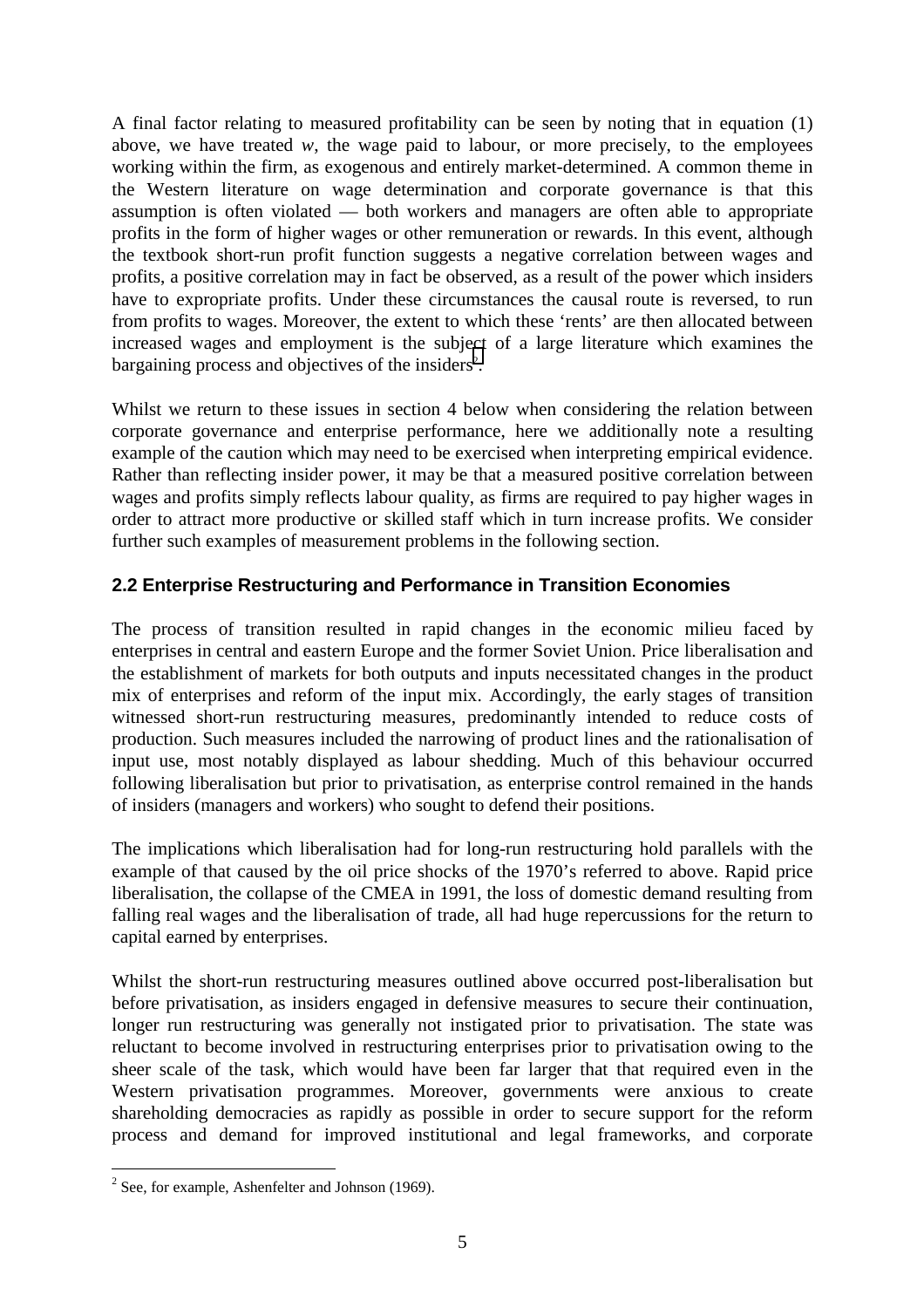A final factor relating to measured profitability can be seen by noting that in equation (1) above, we have treated $w$, the wage paid to labour, or more precisely, to the employees working within the firm, as exogenous and entirely market-determined. A common theme in the Western literature on wage determination and corporate governance is that this assumption is often violated — both workers and managers are often able to appropriate profits in the form of higher wages or other remuneration or rewards. In this event, although the textbook short-run profit function suggests a negative correlation between wages and profits, a positive correlation may in fact be observed, as a result of the power which insiders have to expropriate profits. Under these circumstances the causal route is reversed, to run from profits to wages. Moreover, the extent to which these 'rents' are then allocated between increased wages and employment is the subject of a large literature which examines the bargaining process and objectives of the insiders[2].

Whilst we return to these issues in section 4 below when considering the relation between corporate governance and enterprise performance, here we additionally note a resulting example of the caution which may need to be exercised when interpreting empirical evidence. Rather than reflecting insider power, it may be that a measured positive correlation between wages and profits simply reflects labour quality, as firms are required to pay higher wages in order to attract more productive or skilled staff which in turn increase profits. We consider further such examples of measurement problems in the following section.

## 2.2 Enterprise Restructuring and Performance in Transition Economies

The process of transition resulted in rapid changes in the economic milieu faced by enterprises in central and eastern Europe and the former Soviet Union. Price liberalisation and the establishment of markets for both outputs and inputs necessitated changes in the product mix of enterprises and reform of the input mix. Accordingly, the early stages of transition witnessed short-run restructuring measures, predominantly intended to reduce costs of production. Such measures included the narrowing of product lines and the rationalisation of input use, most notably displayed as labour shedding. Much of this behaviour occurred following liberalisation but prior to privatisation, as enterprise control remained in the hands of insiders (managers and workers) who sought to defend their positions.

The implications which liberalisation had for long-run restructuring hold parallels with the example of that caused by the oil price shocks of the 1970's referred to above. Rapid price liberalisation, the collapse of the CMEA in 1991, the loss of domestic demand resulting from falling real wages and the liberalisation of trade, all had huge repercussions for the return to capital earned by enterprises.

Whilst the short-run restructuring measures outlined above occurred post-liberalisation but before privatisation, as insiders engaged in defensive measures to secure their continuation, longer run restructuring was generally not instigated prior to privatisation. The state was reluctant to become involved in restructuring enterprises prior to privatisation owing to the sheer scale of the task, which would have been far larger that that required even in the Western privatisation programmes. Moreover, governments were anxious to create shareholding democracies as rapidly as possible in order to secure support for the reform process and demand for improved institutional and legal frameworks, and corporate

---

[2] See, for example, Ashenfelter and Johnson (1969).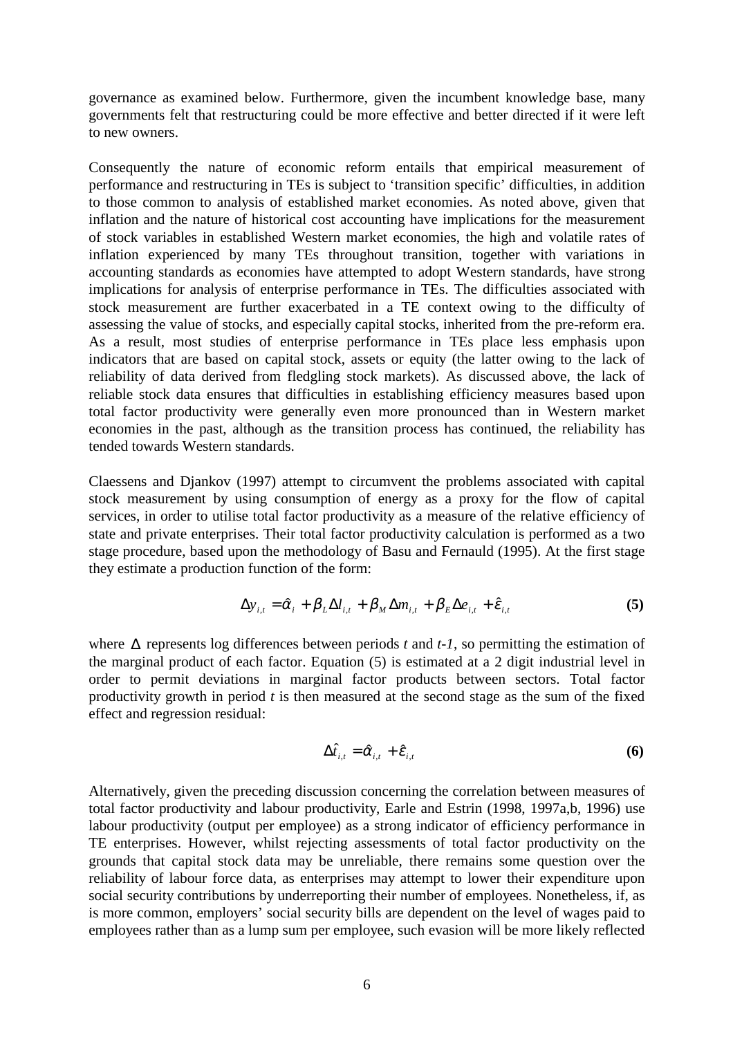governance as examined below. Furthermore, given the incumbent knowledge base, many governments felt that restructuring could be more effective and better directed if it were left to new owners.

Consequently the nature of economic reform entails that empirical measurement of performance and restructuring in TEs is subject to 'transition specific' difficulties, in addition to those common to analysis of established market economies. As noted above, given that inflation and the nature of historical cost accounting have implications for the measurement of stock variables in established Western market economies, the high and volatile rates of inflation experienced by many TEs throughout transition, together with variations in accounting standards as economies have attempted to adopt Western standards, have strong implications for analysis of enterprise performance in TEs. The difficulties associated with stock measurement are further exacerbated in a TE context owing to the difficulty of assessing the value of stocks, and especially capital stocks, inherited from the pre-reform era. As a result, most studies of enterprise performance in TEs place less emphasis upon indicators that are based on capital stock, assets or equity (the latter owing to the lack of reliability of data derived from fledgling stock markets). As discussed above, the lack of reliable stock data ensures that difficulties in establishing efficiency measures based upon total factor productivity were generally even more pronounced than in Western market economies in the past, although as the transition process has continued, the reliability has tended towards Western standards.

Claessens and Djankov (1997) attempt to circumvent the problems associated with capital stock measurement by using consumption of energy as a proxy for the flow of capital services, in order to utilise total factor productivity as a measure of the relative efficiency of state and private enterprises. Their total factor productivity calculation is performed as a two stage procedure, based upon the methodology of Basu and Fernauld (1995). At the first stage they estimate a production function of the form:

$$\Delta y_{i,t} = \hat{\alpha}_i + \beta_L \Delta l_{i,t} + \beta_M \Delta m_{i,t} + \beta_E \Delta e_{i,t} + \hat{\varepsilon}_{i,t} \tag{5}$$

where $\Delta$ represents log differences between periods $t$ and $t\text{-}1$, so permitting the estimation of the marginal product of each factor. Equation (5) is estimated at a 2 digit industrial level in order to permit deviations in marginal factor products between sectors. Total factor productivity growth in period $t$ is then measured at the second stage as the sum of the fixed effect and regression residual:

$$\Delta \hat{t}_{i,t} = \hat{\alpha}_{i,t} + \hat{\varepsilon}_{i,t} \tag{6}$$

Alternatively, given the preceding discussion concerning the correlation between measures of total factor productivity and labour productivity, Earle and Estrin (1998, 1997a,b, 1996) use labour productivity (output per employee) as a strong indicator of efficiency performance in TE enterprises. However, whilst rejecting assessments of total factor productivity on the grounds that capital stock data may be unreliable, there remains some question over the reliability of labour force data, as enterprises may attempt to lower their expenditure upon social security contributions by underreporting their number of employees. Nonetheless, if, as is more common, employers' social security bills are dependent on the level of wages paid to employees rather than as a lump sum per employee, such evasion will be more likely reflected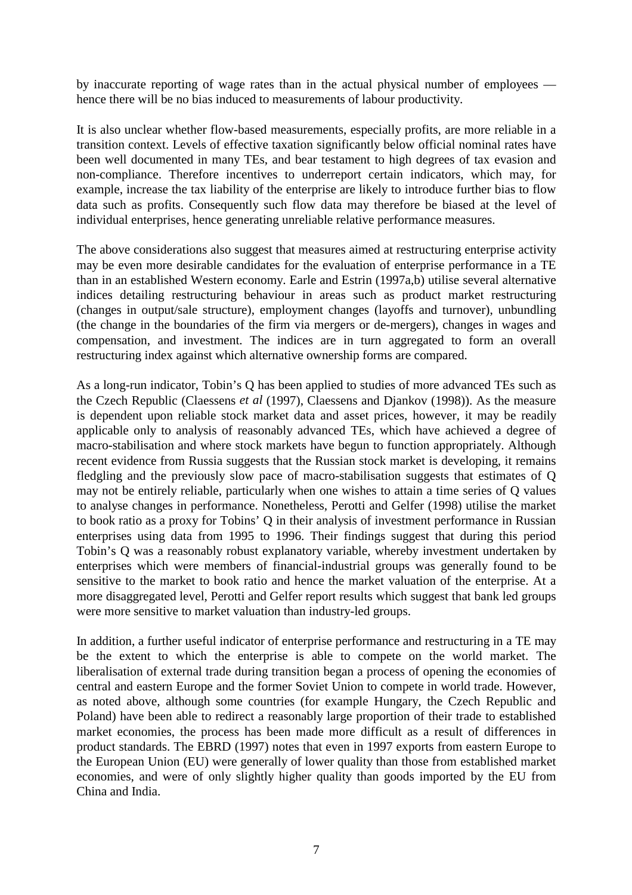by inaccurate reporting of wage rates than in the actual physical number of employees — hence there will be no bias induced to measurements of labour productivity.

It is also unclear whether flow-based measurements, especially profits, are more reliable in a transition context. Levels of effective taxation significantly below official nominal rates have been well documented in many TEs, and bear testament to high degrees of tax evasion and non-compliance. Therefore incentives to underreport certain indicators, which may, for example, increase the tax liability of the enterprise are likely to introduce further bias to flow data such as profits. Consequently such flow data may therefore be biased at the level of individual enterprises, hence generating unreliable relative performance measures.

The above considerations also suggest that measures aimed at restructuring enterprise activity may be even more desirable candidates for the evaluation of enterprise performance in a TE than in an established Western economy. Earle and Estrin (1997a,b) utilise several alternative indices detailing restructuring behaviour in areas such as product market restructuring (changes in output/sale structure), employment changes (layoffs and turnover), unbundling (the change in the boundaries of the firm via mergers or de-mergers), changes in wages and compensation, and investment. The indices are in turn aggregated to form an overall restructuring index against which alternative ownership forms are compared.

As a long-run indicator, Tobin's Q has been applied to studies of more advanced TEs such as the Czech Republic (Claessens *et al* (1997), Claessens and Djankov (1998)). As the measure is dependent upon reliable stock market data and asset prices, however, it may be readily applicable only to analysis of reasonably advanced TEs, which have achieved a degree of macro-stabilisation and where stock markets have begun to function appropriately. Although recent evidence from Russia suggests that the Russian stock market is developing, it remains fledgling and the previously slow pace of macro-stabilisation suggests that estimates of Q may not be entirely reliable, particularly when one wishes to attain a time series of Q values to analyse changes in performance. Nonetheless, Perotti and Gelfer (1998) utilise the market to book ratio as a proxy for Tobins' Q in their analysis of investment performance in Russian enterprises using data from 1995 to 1996. Their findings suggest that during this period Tobin's Q was a reasonably robust explanatory variable, whereby investment undertaken by enterprises which were members of financial-industrial groups was generally found to be sensitive to the market to book ratio and hence the market valuation of the enterprise. At a more disaggregated level, Perotti and Gelfer report results which suggest that bank led groups were more sensitive to market valuation than industry-led groups.

In addition, a further useful indicator of enterprise performance and restructuring in a TE may be the extent to which the enterprise is able to compete on the world market. The liberalisation of external trade during transition began a process of opening the economies of central and eastern Europe and the former Soviet Union to compete in world trade. However, as noted above, although some countries (for example Hungary, the Czech Republic and Poland) have been able to redirect a reasonably large proportion of their trade to established market economies, the process has been made more difficult as a result of differences in product standards. The EBRD (1997) notes that even in 1997 exports from eastern Europe to the European Union (EU) were generally of lower quality than those from established market economies, and were of only slightly higher quality than goods imported by the EU from China and India.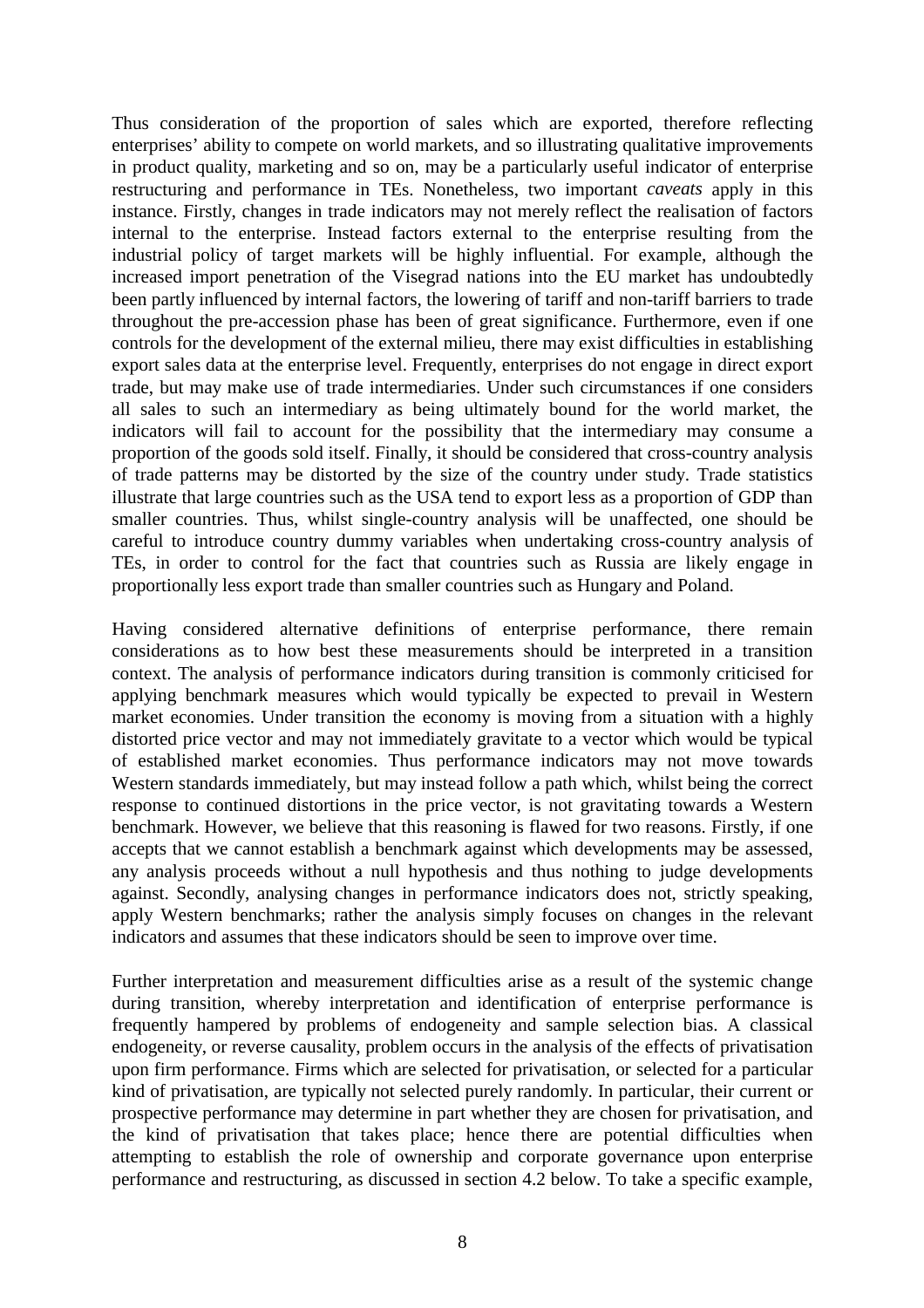Thus consideration of the proportion of sales which are exported, therefore reflecting enterprises' ability to compete on world markets, and so illustrating qualitative improvements in product quality, marketing and so on, may be a particularly useful indicator of enterprise restructuring and performance in TEs. Nonetheless, two important *caveats* apply in this instance. Firstly, changes in trade indicators may not merely reflect the realisation of factors internal to the enterprise. Instead factors external to the enterprise resulting from the industrial policy of target markets will be highly influential. For example, although the increased import penetration of the Visegrad nations into the EU market has undoubtedly been partly influenced by internal factors, the lowering of tariff and non-tariff barriers to trade throughout the pre-accession phase has been of great significance. Furthermore, even if one controls for the development of the external milieu, there may exist difficulties in establishing export sales data at the enterprise level. Frequently, enterprises do not engage in direct export trade, but may make use of trade intermediaries. Under such circumstances if one considers all sales to such an intermediary as being ultimately bound for the world market, the indicators will fail to account for the possibility that the intermediary may consume a proportion of the goods sold itself. Finally, it should be considered that cross-country analysis of trade patterns may be distorted by the size of the country under study. Trade statistics illustrate that large countries such as the USA tend to export less as a proportion of GDP than smaller countries. Thus, whilst single-country analysis will be unaffected, one should be careful to introduce country dummy variables when undertaking cross-country analysis of TEs, in order to control for the fact that countries such as Russia are likely engage in proportionally less export trade than smaller countries such as Hungary and Poland.

Having considered alternative definitions of enterprise performance, there remain considerations as to how best these measurements should be interpreted in a transition context. The analysis of performance indicators during transition is commonly criticised for applying benchmark measures which would typically be expected to prevail in Western market economies. Under transition the economy is moving from a situation with a highly distorted price vector and may not immediately gravitate to a vector which would be typical of established market economies. Thus performance indicators may not move towards Western standards immediately, but may instead follow a path which, whilst being the correct response to continued distortions in the price vector, is not gravitating towards a Western benchmark. However, we believe that this reasoning is flawed for two reasons. Firstly, if one accepts that we cannot establish a benchmark against which developments may be assessed, any analysis proceeds without a null hypothesis and thus nothing to judge developments against. Secondly, analysing changes in performance indicators does not, strictly speaking, apply Western benchmarks; rather the analysis simply focuses on changes in the relevant indicators and assumes that these indicators should be seen to improve over time.

Further interpretation and measurement difficulties arise as a result of the systemic change during transition, whereby interpretation and identification of enterprise performance is frequently hampered by problems of endogeneity and sample selection bias. A classical endogeneity, or reverse causality, problem occurs in the analysis of the effects of privatisation upon firm performance. Firms which are selected for privatisation, or selected for a particular kind of privatisation, are typically not selected purely randomly. In particular, their current or prospective performance may determine in part whether they are chosen for privatisation, and the kind of privatisation that takes place; hence there are potential difficulties when attempting to establish the role of ownership and corporate governance upon enterprise performance and restructuring, as discussed in section 4.2 below. To take a specific example,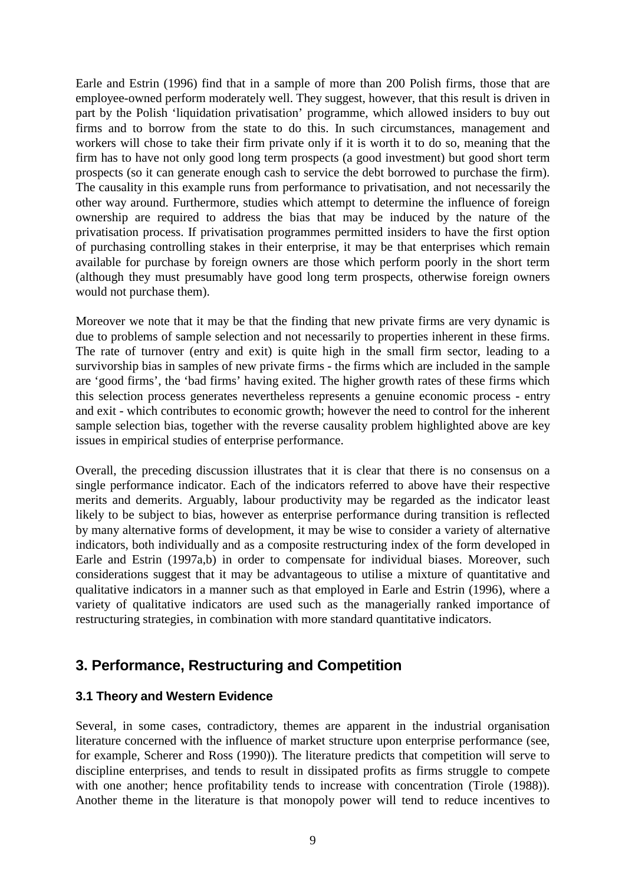Earle and Estrin (1996) find that in a sample of more than 200 Polish firms, those that are employee-owned perform moderately well. They suggest, however, that this result is driven in part by the Polish 'liquidation privatisation' programme, which allowed insiders to buy out firms and to borrow from the state to do this. In such circumstances, management and workers will chose to take their firm private only if it is worth it to do so, meaning that the firm has to have not only good long term prospects (a good investment) but good short term prospects (so it can generate enough cash to service the debt borrowed to purchase the firm). The causality in this example runs from performance to privatisation, and not necessarily the other way around. Furthermore, studies which attempt to determine the influence of foreign ownership are required to address the bias that may be induced by the nature of the privatisation process. If privatisation programmes permitted insiders to have the first option of purchasing controlling stakes in their enterprise, it may be that enterprises which remain available for purchase by foreign owners are those which perform poorly in the short term (although they must presumably have good long term prospects, otherwise foreign owners would not purchase them).

Moreover we note that it may be that the finding that new private firms are very dynamic is due to problems of sample selection and not necessarily to properties inherent in these firms. The rate of turnover (entry and exit) is quite high in the small firm sector, leading to a survivorship bias in samples of new private firms - the firms which are included in the sample are 'good firms', the 'bad firms' having exited. The higher growth rates of these firms which this selection process generates nevertheless represents a genuine economic process - entry and exit - which contributes to economic growth; however the need to control for the inherent sample selection bias, together with the reverse causality problem highlighted above are key issues in empirical studies of enterprise performance.

Overall, the preceding discussion illustrates that it is clear that there is no consensus on a single performance indicator. Each of the indicators referred to above have their respective merits and demerits. Arguably, labour productivity may be regarded as the indicator least likely to be subject to bias, however as enterprise performance during transition is reflected by many alternative forms of development, it may be wise to consider a variety of alternative indicators, both individually and as a composite restructuring index of the form developed in Earle and Estrin (1997a,b) in order to compensate for individual biases. Moreover, such considerations suggest that it may be advantageous to utilise a mixture of quantitative and qualitative indicators in a manner such as that employed in Earle and Estrin (1996), where a variety of qualitative indicators are used such as the managerially ranked importance of restructuring strategies, in combination with more standard quantitative indicators.

## 3. Performance, Restructuring and Competition

### 3.1 Theory and Western Evidence

Several, in some cases, contradictory, themes are apparent in the industrial organisation literature concerned with the influence of market structure upon enterprise performance (see, for example, Scherer and Ross (1990)). The literature predicts that competition will serve to discipline enterprises, and tends to result in dissipated profits as firms struggle to compete with one another; hence profitability tends to increase with concentration (Tirole (1988)). Another theme in the literature is that monopoly power will tend to reduce incentives to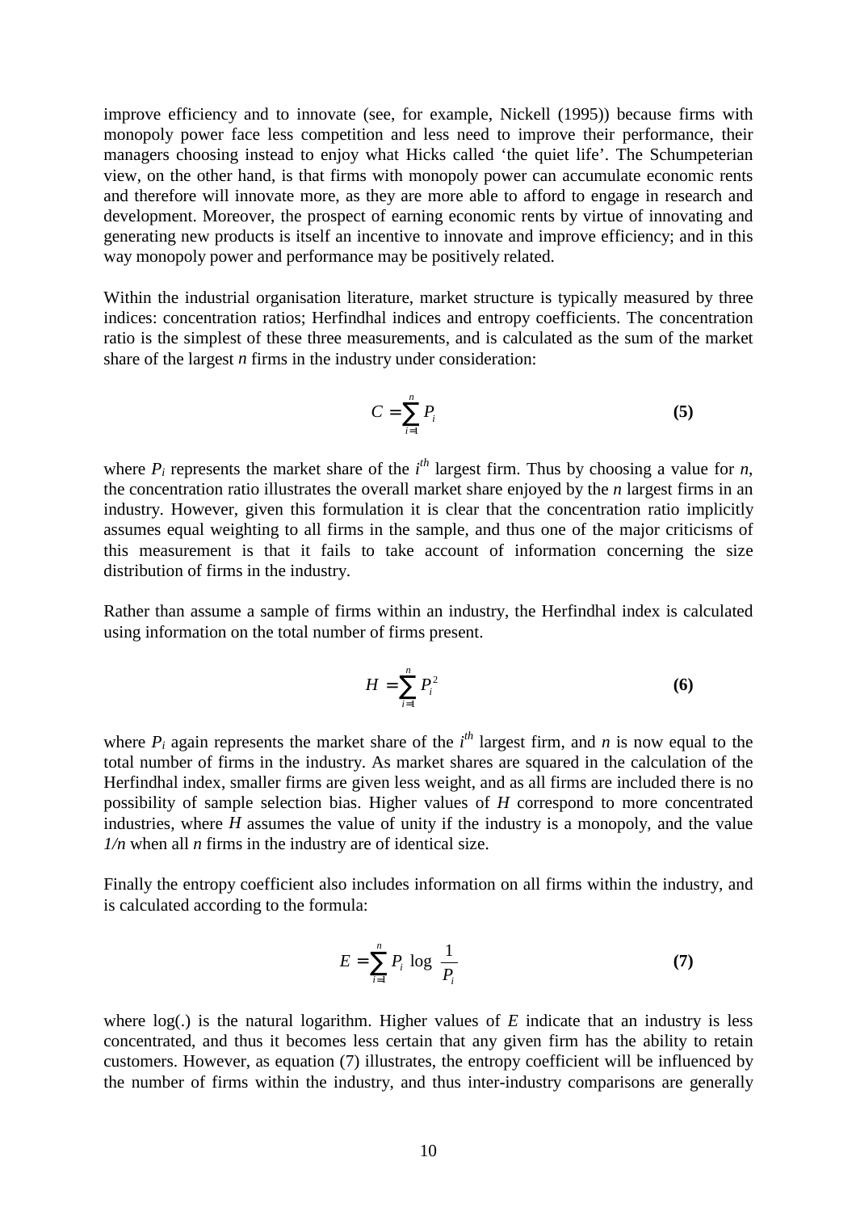improve efficiency and to innovate (see, for example, Nickell (1995)) because firms with monopoly power face less competition and less need to improve their performance, their managers choosing instead to enjoy what Hicks called 'the quiet life'. The Schumpeterian view, on the other hand, is that firms with monopoly power can accumulate economic rents and therefore will innovate more, as they are more able to afford to engage in research and development. Moreover, the prospect of earning economic rents by virtue of innovating and generating new products is itself an incentive to innovate and improve efficiency; and in this way monopoly power and performance may be positively related.

Within the industrial organisation literature, market structure is typically measured by three indices: concentration ratios; Herfindhal indices and entropy coefficients. The concentration ratio is the simplest of these three measurements, and is calculated as the sum of the market share of the largest *n* firms in the industry under consideration:

$$C = \sum_{i=1}^{n} P_i \tag{5}$$

where $P_i$ represents the market share of the $i^{th}$ largest firm. Thus by choosing a value for *n*, the concentration ratio illustrates the overall market share enjoyed by the *n* largest firms in an industry. However, given this formulation it is clear that the concentration ratio implicitly assumes equal weighting to all firms in the sample, and thus one of the major criticisms of this measurement is that it fails to take account of information concerning the size distribution of firms in the industry.

Rather than assume a sample of firms within an industry, the Herfindhal index is calculated using information on the total number of firms present.

$$H = \sum_{i=1}^{n} P_i^2 \tag{6}$$

where $P_i$ again represents the market share of the $i^{th}$ largest firm, and *n* is now equal to the total number of firms in the industry. As market shares are squared in the calculation of the Herfindhal index, smaller firms are given less weight, and as all firms are included there is no possibility of sample selection bias. Higher values of *H* correspond to more concentrated industries, where *H* assumes the value of unity if the industry is a monopoly, and the value $1/n$ when all *n* firms in the industry are of identical size.

Finally the entropy coefficient also includes information on all firms within the industry, and is calculated according to the formula:

$$E = \sum_{i=1}^{n} P_i \log \frac{1}{P_i} \tag{7}$$

where log(.) is the natural logarithm. Higher values of *E* indicate that an industry is less concentrated, and thus it becomes less certain that any given firm has the ability to retain customers. However, as equation (7) illustrates, the entropy coefficient will be influenced by the number of firms within the industry, and thus inter-industry comparisons are generally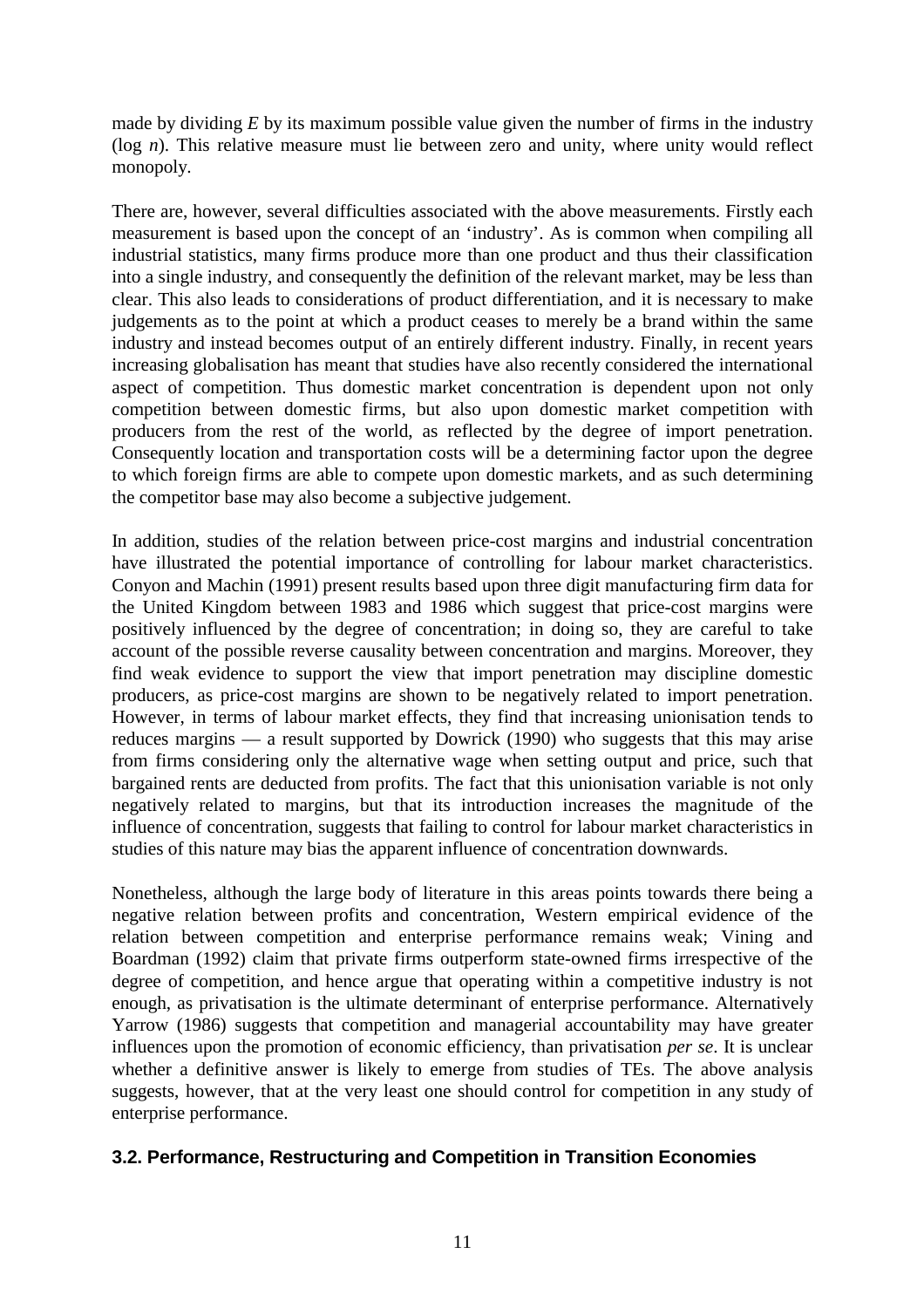made by dividing $E$ by its maximum possible value given the number of firms in the industry ($\log n$). This relative measure must lie between zero and unity, where unity would reflect monopoly.

There are, however, several difficulties associated with the above measurements. Firstly each measurement is based upon the concept of an 'industry'. As is common when compiling all industrial statistics, many firms produce more than one product and thus their classification into a single industry, and consequently the definition of the relevant market, may be less than clear. This also leads to considerations of product differentiation, and it is necessary to make judgements as to the point at which a product ceases to merely be a brand within the same industry and instead becomes output of an entirely different industry. Finally, in recent years increasing globalisation has meant that studies have also recently considered the international aspect of competition. Thus domestic market concentration is dependent upon not only competition between domestic firms, but also upon domestic market competition with producers from the rest of the world, as reflected by the degree of import penetration. Consequently location and transportation costs will be a determining factor upon the degree to which foreign firms are able to compete upon domestic markets, and as such determining the competitor base may also become a subjective judgement.

In addition, studies of the relation between price-cost margins and industrial concentration have illustrated the potential importance of controlling for labour market characteristics. Conyon and Machin (1991) present results based upon three digit manufacturing firm data for the United Kingdom between 1983 and 1986 which suggest that price-cost margins were positively influenced by the degree of concentration; in doing so, they are careful to take account of the possible reverse causality between concentration and margins. Moreover, they find weak evidence to support the view that import penetration may discipline domestic producers, as price-cost margins are shown to be negatively related to import penetration. However, in terms of labour market effects, they find that increasing unionisation tends to reduces margins — a result supported by Dowrick (1990) who suggests that this may arise from firms considering only the alternative wage when setting output and price, such that bargained rents are deducted from profits. The fact that this unionisation variable is not only negatively related to margins, but that its introduction increases the magnitude of the influence of concentration, suggests that failing to control for labour market characteristics in studies of this nature may bias the apparent influence of concentration downwards.

Nonetheless, although the large body of literature in this areas points towards there being a negative relation between profits and concentration, Western empirical evidence of the relation between competition and enterprise performance remains weak; Vining and Boardman (1992) claim that private firms outperform state-owned firms irrespective of the degree of competition, and hence argue that operating within a competitive industry is not enough, as privatisation is the ultimate determinant of enterprise performance. Alternatively Yarrow (1986) suggests that competition and managerial accountability may have greater influences upon the promotion of economic efficiency, than privatisation *per se*. It is unclear whether a definitive answer is likely to emerge from studies of TEs. The above analysis suggests, however, that at the very least one should control for competition in any study of enterprise performance.

### 3.2. Performance, Restructuring and Competition in Transition Economies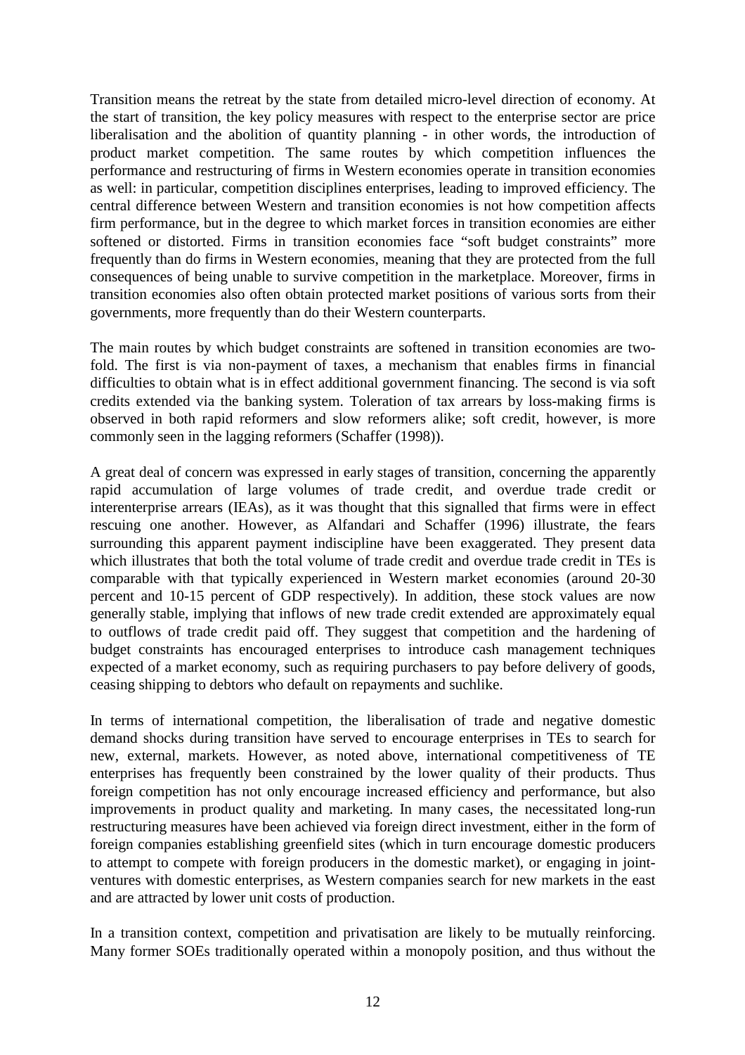Transition means the retreat by the state from detailed micro-level direction of economy. At the start of transition, the key policy measures with respect to the enterprise sector are price liberalisation and the abolition of quantity planning - in other words, the introduction of product market competition. The same routes by which competition influences the performance and restructuring of firms in Western economies operate in transition economies as well: in particular, competition disciplines enterprises, leading to improved efficiency. The central difference between Western and transition economies is not how competition affects firm performance, but in the degree to which market forces in transition economies are either softened or distorted. Firms in transition economies face "soft budget constraints" more frequently than do firms in Western economies, meaning that they are protected from the full consequences of being unable to survive competition in the marketplace. Moreover, firms in transition economies also often obtain protected market positions of various sorts from their governments, more frequently than do their Western counterparts.

The main routes by which budget constraints are softened in transition economies are two-fold. The first is via non-payment of taxes, a mechanism that enables firms in financial difficulties to obtain what is in effect additional government financing. The second is via soft credits extended via the banking system. Toleration of tax arrears by loss-making firms is observed in both rapid reformers and slow reformers alike; soft credit, however, is more commonly seen in the lagging reformers (Schaffer (1998)).

A great deal of concern was expressed in early stages of transition, concerning the apparently rapid accumulation of large volumes of trade credit, and overdue trade credit or interenterprise arrears (IEAs), as it was thought that this signalled that firms were in effect rescuing one another. However, as Alfandari and Schaffer (1996) illustrate, the fears surrounding this apparent payment indiscipline have been exaggerated. They present data which illustrates that both the total volume of trade credit and overdue trade credit in TEs is comparable with that typically experienced in Western market economies (around 20-30 percent and 10-15 percent of GDP respectively). In addition, these stock values are now generally stable, implying that inflows of new trade credit extended are approximately equal to outflows of trade credit paid off. They suggest that competition and the hardening of budget constraints has encouraged enterprises to introduce cash management techniques expected of a market economy, such as requiring purchasers to pay before delivery of goods, ceasing shipping to debtors who default on repayments and suchlike.

In terms of international competition, the liberalisation of trade and negative domestic demand shocks during transition have served to encourage enterprises in TEs to search for new, external, markets. However, as noted above, international competitiveness of TE enterprises has frequently been constrained by the lower quality of their products. Thus foreign competition has not only encourage increased efficiency and performance, but also improvements in product quality and marketing. In many cases, the necessitated long-run restructuring measures have been achieved via foreign direct investment, either in the form of foreign companies establishing greenfield sites (which in turn encourage domestic producers to attempt to compete with foreign producers in the domestic market), or engaging in joint-ventures with domestic enterprises, as Western companies search for new markets in the east and are attracted by lower unit costs of production.

In a transition context, competition and privatisation are likely to be mutually reinforcing. Many former SOEs traditionally operated within a monopoly position, and thus without the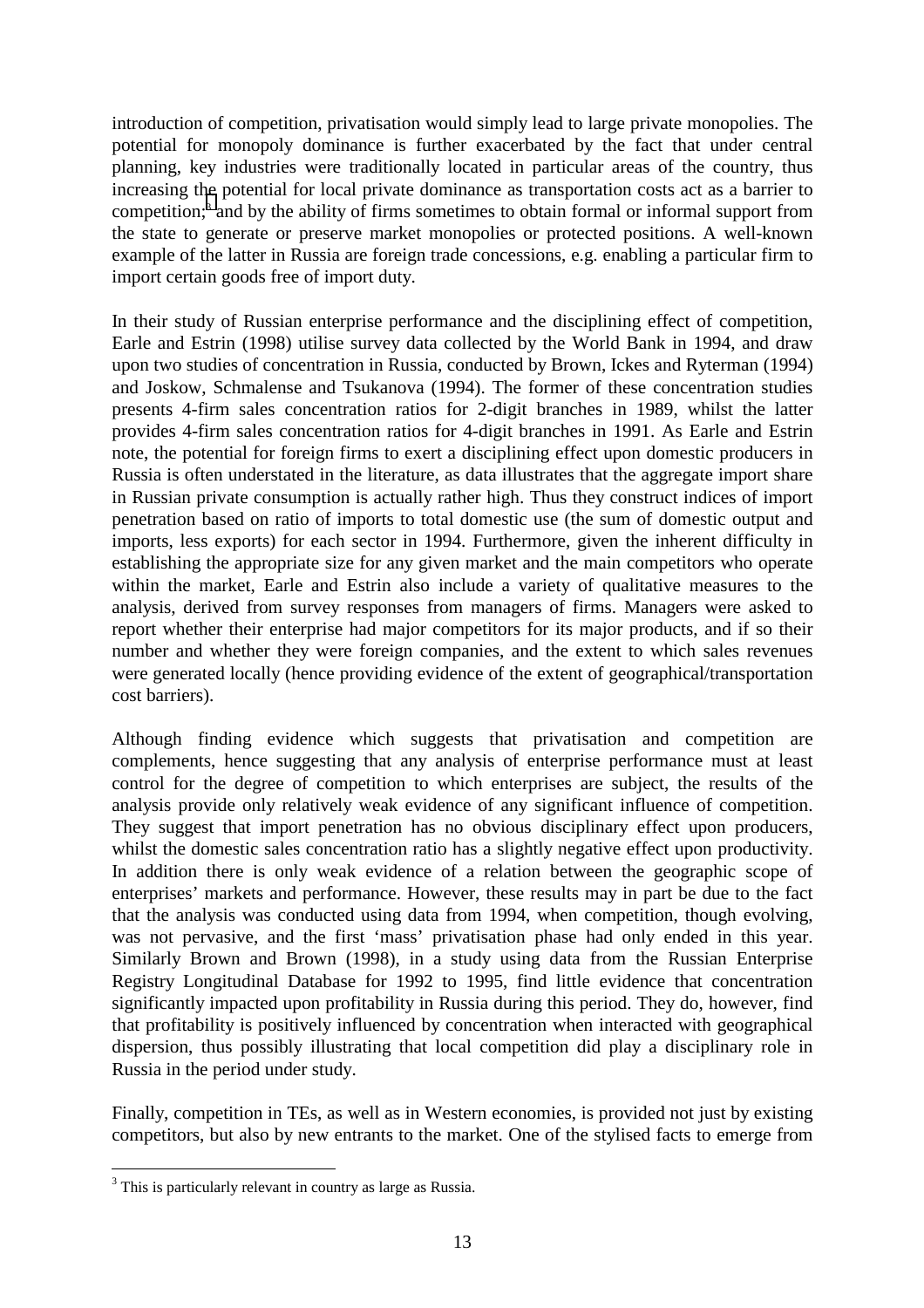introduction of competition, privatisation would simply lead to large private monopolies. The potential for monopoly dominance is further exacerbated by the fact that under central planning, key industries were traditionally located in particular areas of the country, thus increasing the potential for local private dominance as transportation costs act as a barrier to competition;[3] and by the ability of firms sometimes to obtain formal or informal support from the state to generate or preserve market monopolies or protected positions. A well-known example of the latter in Russia are foreign trade concessions, e.g. enabling a particular firm to import certain goods free of import duty.

In their study of Russian enterprise performance and the disciplining effect of competition, Earle and Estrin (1998) utilise survey data collected by the World Bank in 1994, and draw upon two studies of concentration in Russia, conducted by Brown, Ickes and Ryterman (1994) and Joskow, Schmalense and Tsukanova (1994). The former of these concentration studies presents 4-firm sales concentration ratios for 2-digit branches in 1989, whilst the latter provides 4-firm sales concentration ratios for 4-digit branches in 1991. As Earle and Estrin note, the potential for foreign firms to exert a disciplining effect upon domestic producers in Russia is often understated in the literature, as data illustrates that the aggregate import share in Russian private consumption is actually rather high. Thus they construct indices of import penetration based on ratio of imports to total domestic use (the sum of domestic output and imports, less exports) for each sector in 1994. Furthermore, given the inherent difficulty in establishing the appropriate size for any given market and the main competitors who operate within the market, Earle and Estrin also include a variety of qualitative measures to the analysis, derived from survey responses from managers of firms. Managers were asked to report whether their enterprise had major competitors for its major products, and if so their number and whether they were foreign companies, and the extent to which sales revenues were generated locally (hence providing evidence of the extent of geographical/transportation cost barriers).

Although finding evidence which suggests that privatisation and competition are complements, hence suggesting that any analysis of enterprise performance must at least control for the degree of competition to which enterprises are subject, the results of the analysis provide only relatively weak evidence of any significant influence of competition. They suggest that import penetration has no obvious disciplinary effect upon producers, whilst the domestic sales concentration ratio has a slightly negative effect upon productivity. In addition there is only weak evidence of a relation between the geographic scope of enterprises' markets and performance. However, these results may in part be due to the fact that the analysis was conducted using data from 1994, when competition, though evolving, was not pervasive, and the first 'mass' privatisation phase had only ended in this year. Similarly Brown and Brown (1998), in a study using data from the Russian Enterprise Registry Longitudinal Database for 1992 to 1995, find little evidence that concentration significantly impacted upon profitability in Russia during this period. They do, however, find that profitability is positively influenced by concentration when interacted with geographical dispersion, thus possibly illustrating that local competition did play a disciplinary role in Russia in the period under study.

Finally, competition in TEs, as well as in Western economies, is provided not just by existing competitors, but also by new entrants to the market. One of the stylised facts to emerge from

---

[3] This is particularly relevant in country as large as Russia.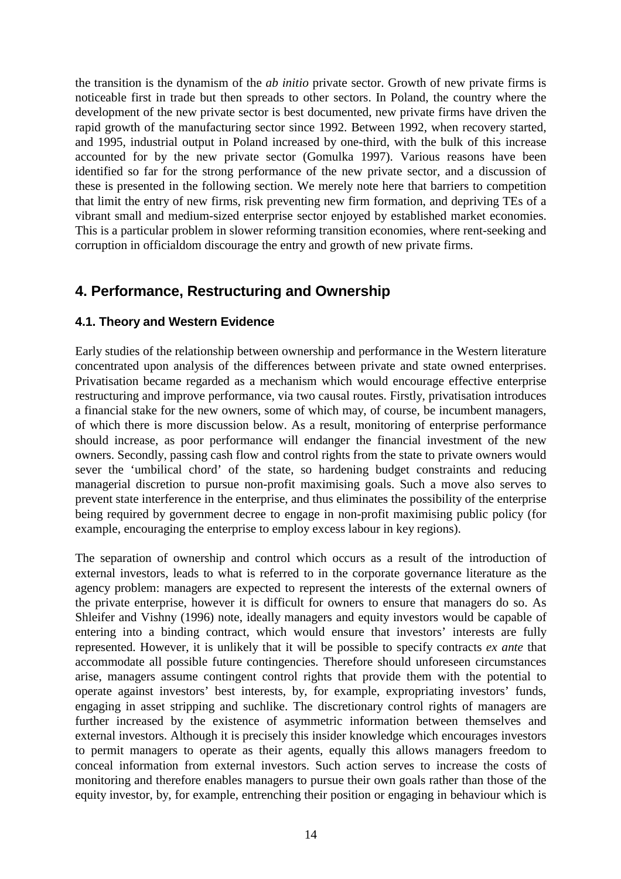the transition is the dynamism of the *ab initio* private sector. Growth of new private firms is noticeable first in trade but then spreads to other sectors. In Poland, the country where the development of the new private sector is best documented, new private firms have driven the rapid growth of the manufacturing sector since 1992. Between 1992, when recovery started, and 1995, industrial output in Poland increased by one-third, with the bulk of this increase accounted for by the new private sector (Gomulka 1997). Various reasons have been identified so far for the strong performance of the new private sector, and a discussion of these is presented in the following section. We merely note here that barriers to competition that limit the entry of new firms, risk preventing new firm formation, and depriving TEs of a vibrant small and medium-sized enterprise sector enjoyed by established market economies. This is a particular problem in slower reforming transition economies, where rent-seeking and corruption in officialdom discourage the entry and growth of new private firms.

## 4. Performance, Restructuring and Ownership

### 4.1. Theory and Western Evidence

Early studies of the relationship between ownership and performance in the Western literature concentrated upon analysis of the differences between private and state owned enterprises. Privatisation became regarded as a mechanism which would encourage effective enterprise restructuring and improve performance, via two causal routes. Firstly, privatisation introduces a financial stake for the new owners, some of which may, of course, be incumbent managers, of which there is more discussion below. As a result, monitoring of enterprise performance should increase, as poor performance will endanger the financial investment of the new owners. Secondly, passing cash flow and control rights from the state to private owners would sever the 'umbilical chord' of the state, so hardening budget constraints and reducing managerial discretion to pursue non-profit maximising goals. Such a move also serves to prevent state interference in the enterprise, and thus eliminates the possibility of the enterprise being required by government decree to engage in non-profit maximising public policy (for example, encouraging the enterprise to employ excess labour in key regions).

The separation of ownership and control which occurs as a result of the introduction of external investors, leads to what is referred to in the corporate governance literature as the agency problem: managers are expected to represent the interests of the external owners of the private enterprise, however it is difficult for owners to ensure that managers do so. As Shleifer and Vishny (1996) note, ideally managers and equity investors would be capable of entering into a binding contract, which would ensure that investors' interests are fully represented. However, it is unlikely that it will be possible to specify contracts *ex ante* that accommodate all possible future contingencies. Therefore should unforeseen circumstances arise, managers assume contingent control rights that provide them with the potential to operate against investors' best interests, by, for example, expropriating investors' funds, engaging in asset stripping and suchlike. The discretionary control rights of managers are further increased by the existence of asymmetric information between themselves and external investors. Although it is precisely this insider knowledge which encourages investors to permit managers to operate as their agents, equally this allows managers freedom to conceal information from external investors. Such action serves to increase the costs of monitoring and therefore enables managers to pursue their own goals rather than those of the equity investor, by, for example, entrenching their position or engaging in behaviour which is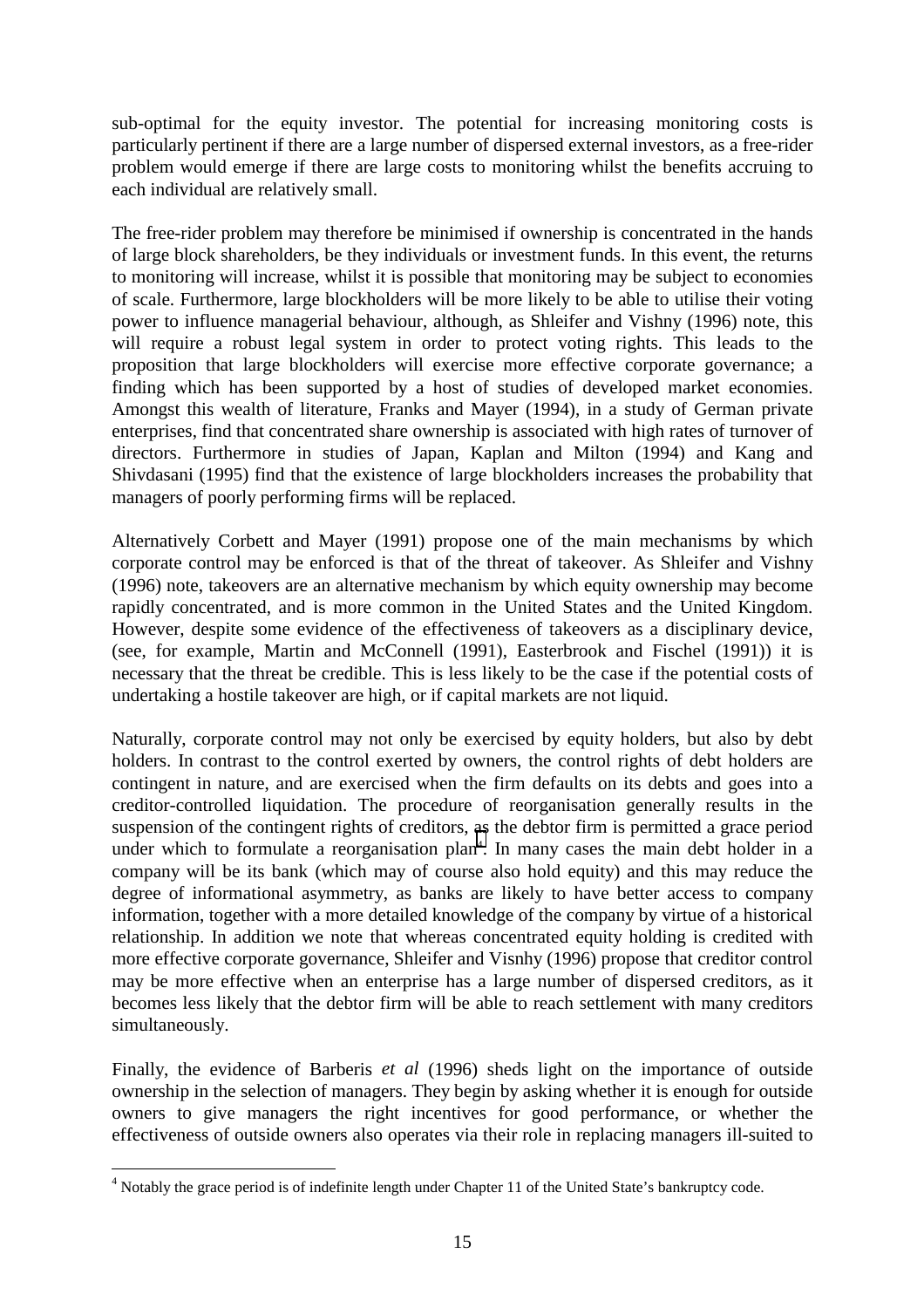sub-optimal for the equity investor. The potential for increasing monitoring costs is particularly pertinent if there are a large number of dispersed external investors, as a free-rider problem would emerge if there are large costs to monitoring whilst the benefits accruing to each individual are relatively small.

The free-rider problem may therefore be minimised if ownership is concentrated in the hands of large block shareholders, be they individuals or investment funds. In this event, the returns to monitoring will increase, whilst it is possible that monitoring may be subject to economies of scale. Furthermore, large blockholders will be more likely to be able to utilise their voting power to influence managerial behaviour, although, as Shleifer and Vishny (1996) note, this will require a robust legal system in order to protect voting rights. This leads to the proposition that large blockholders will exercise more effective corporate governance; a finding which has been supported by a host of studies of developed market economies. Amongst this wealth of literature, Franks and Mayer (1994), in a study of German private enterprises, find that concentrated share ownership is associated with high rates of turnover of directors. Furthermore in studies of Japan, Kaplan and Milton (1994) and Kang and Shivdasani (1995) find that the existence of large blockholders increases the probability that managers of poorly performing firms will be replaced.

Alternatively Corbett and Mayer (1991) propose one of the main mechanisms by which corporate control may be enforced is that of the threat of takeover. As Shleifer and Vishny (1996) note, takeovers are an alternative mechanism by which equity ownership may become rapidly concentrated, and is more common in the United States and the United Kingdom. However, despite some evidence of the effectiveness of takeovers as a disciplinary device, (see, for example, Martin and McConnell (1991), Easterbrook and Fischel (1991)) it is necessary that the threat be credible. This is less likely to be the case if the potential costs of undertaking a hostile takeover are high, or if capital markets are not liquid.

Naturally, corporate control may not only be exercised by equity holders, but also by debt holders. In contrast to the control exerted by owners, the control rights of debt holders are contingent in nature, and are exercised when the firm defaults on its debts and goes into a creditor-controlled liquidation. The procedure of reorganisation generally results in the suspension of the contingent rights of creditors, as the debtor firm is permitted a grace period under which to formulate a reorganisation plan[4]. In many cases the main debt holder in a company will be its bank (which may of course also hold equity) and this may reduce the degree of informational asymmetry, as banks are likely to have better access to company information, together with a more detailed knowledge of the company by virtue of a historical relationship. In addition we note that whereas concentrated equity holding is credited with more effective corporate governance, Shleifer and Visnhy (1996) propose that creditor control may be more effective when an enterprise has a large number of dispersed creditors, as it becomes less likely that the debtor firm will be able to reach settlement with many creditors simultaneously.

Finally, the evidence of Barberis *et al* (1996) sheds light on the importance of outside ownership in the selection of managers. They begin by asking whether it is enough for outside owners to give managers the right incentives for good performance, or whether the effectiveness of outside owners also operates via their role in replacing managers ill-suited to

---

[4] Notably the grace period is of indefinite length under Chapter 11 of the United State's bankruptcy code.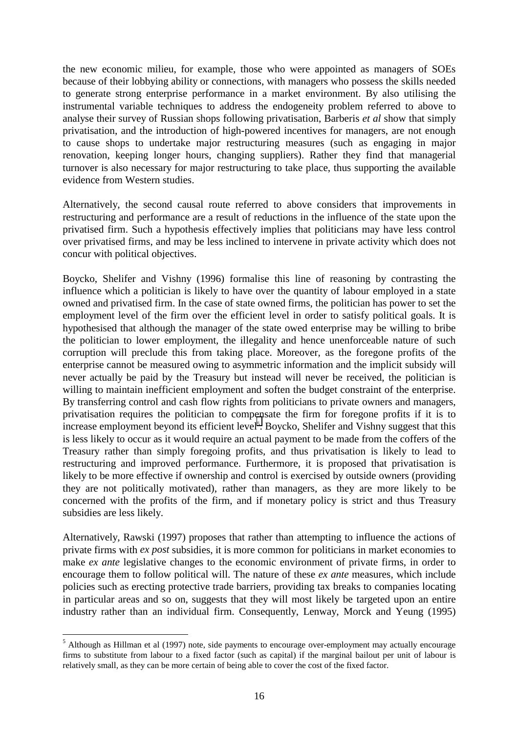the new economic milieu, for example, those who were appointed as managers of SOEs because of their lobbying ability or connections, with managers who possess the skills needed to generate strong enterprise performance in a market environment. By also utilising the instrumental variable techniques to address the endogeneity problem referred to above to analyse their survey of Russian shops following privatisation, Barberis *et al* show that simply privatisation, and the introduction of high-powered incentives for managers, are not enough to cause shops to undertake major restructuring measures (such as engaging in major renovation, keeping longer hours, changing suppliers). Rather they find that managerial turnover is also necessary for major restructuring to take place, thus supporting the available evidence from Western studies.

Alternatively, the second causal route referred to above considers that improvements in restructuring and performance are a result of reductions in the influence of the state upon the privatised firm. Such a hypothesis effectively implies that politicians may have less control over privatised firms, and may be less inclined to intervene in private activity which does not concur with political objectives.

Boycko, Shelifer and Vishny (1996) formalise this line of reasoning by contrasting the influence which a politician is likely to have over the quantity of labour employed in a state owned and privatised firm. In the case of state owned firms, the politician has power to set the employment level of the firm over the efficient level in order to satisfy political goals. It is hypothesised that although the manager of the state owed enterprise may be willing to bribe the politician to lower employment, the illegality and hence unenforceable nature of such corruption will preclude this from taking place. Moreover, as the foregone profits of the enterprise cannot be measured owing to asymmetric information and the implicit subsidy will never actually be paid by the Treasury but instead will never be received, the politician is willing to maintain inefficient employment and soften the budget constraint of the enterprise. By transferring control and cash flow rights from politicians to private owners and managers, privatisation requires the politician to compensate the firm for foregone profits if it is to increase employment beyond its efficient level[5]. Boycko, Shelifer and Vishny suggest that this is less likely to occur as it would require an actual payment to be made from the coffers of the Treasury rather than simply foregoing profits, and thus privatisation is likely to lead to restructuring and improved performance. Furthermore, it is proposed that privatisation is likely to be more effective if ownership and control is exercised by outside owners (providing they are not politically motivated), rather than managers, as they are more likely to be concerned with the profits of the firm, and if monetary policy is strict and thus Treasury subsidies are less likely.

Alternatively, Rawski (1997) proposes that rather than attempting to influence the actions of private firms with *ex post* subsidies, it is more common for politicians in market economies to make *ex ante* legislative changes to the economic environment of private firms, in order to encourage them to follow political will. The nature of these *ex ante* measures, which include policies such as erecting protective trade barriers, providing tax breaks to companies locating in particular areas and so on, suggests that they will most likely be targeted upon an entire industry rather than an individual firm. Consequently, Lenway, Morck and Yeung (1995)

---

[5] Although as Hillman et al (1997) note, side payments to encourage over-employment may actually encourage firms to substitute from labour to a fixed factor (such as capital) if the marginal bailout per unit of labour is relatively small, as they can be more certain of being able to cover the cost of the fixed factor.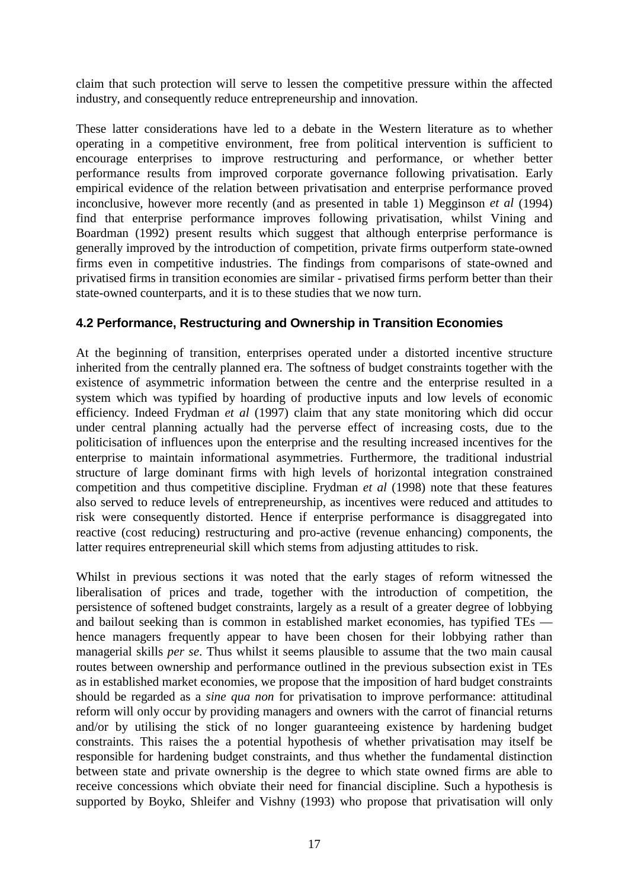claim that such protection will serve to lessen the competitive pressure within the affected industry, and consequently reduce entrepreneurship and innovation.

These latter considerations have led to a debate in the Western literature as to whether operating in a competitive environment, free from political intervention is sufficient to encourage enterprises to improve restructuring and performance, or whether better performance results from improved corporate governance following privatisation. Early empirical evidence of the relation between privatisation and enterprise performance proved inconclusive, however more recently (and as presented in table 1) Megginson *et al* (1994) find that enterprise performance improves following privatisation, whilst Vining and Boardman (1992) present results which suggest that although enterprise performance is generally improved by the introduction of competition, private firms outperform state-owned firms even in competitive industries. The findings from comparisons of state-owned and privatised firms in transition economies are similar - privatised firms perform better than their state-owned counterparts, and it is to these studies that we now turn.

### 4.2 Performance, Restructuring and Ownership in Transition Economies

At the beginning of transition, enterprises operated under a distorted incentive structure inherited from the centrally planned era. The softness of budget constraints together with the existence of asymmetric information between the centre and the enterprise resulted in a system which was typified by hoarding of productive inputs and low levels of economic efficiency. Indeed Frydman *et al* (1997) claim that any state monitoring which did occur under central planning actually had the perverse effect of increasing costs, due to the politicisation of influences upon the enterprise and the resulting increased incentives for the enterprise to maintain informational asymmetries. Furthermore, the traditional industrial structure of large dominant firms with high levels of horizontal integration constrained competition and thus competitive discipline. Frydman *et al* (1998) note that these features also served to reduce levels of entrepreneurship, as incentives were reduced and attitudes to risk were consequently distorted. Hence if enterprise performance is disaggregated into reactive (cost reducing) restructuring and pro-active (revenue enhancing) components, the latter requires entrepreneurial skill which stems from adjusting attitudes to risk.

Whilst in previous sections it was noted that the early stages of reform witnessed the liberalisation of prices and trade, together with the introduction of competition, the persistence of softened budget constraints, largely as a result of a greater degree of lobbying and bailout seeking than is common in established market economies, has typified TEs — hence managers frequently appear to have been chosen for their lobbying rather than managerial skills *per se*. Thus whilst it seems plausible to assume that the two main causal routes between ownership and performance outlined in the previous subsection exist in TEs as in established market economies, we propose that the imposition of hard budget constraints should be regarded as a *sine qua non* for privatisation to improve performance: attitudinal reform will only occur by providing managers and owners with the carrot of financial returns and/or by utilising the stick of no longer guaranteeing existence by hardening budget constraints. This raises the a potential hypothesis of whether privatisation may itself be responsible for hardening budget constraints, and thus whether the fundamental distinction between state and private ownership is the degree to which state owned firms are able to receive concessions which obviate their need for financial discipline. Such a hypothesis is supported by Boyko, Shleifer and Vishny (1993) who propose that privatisation will only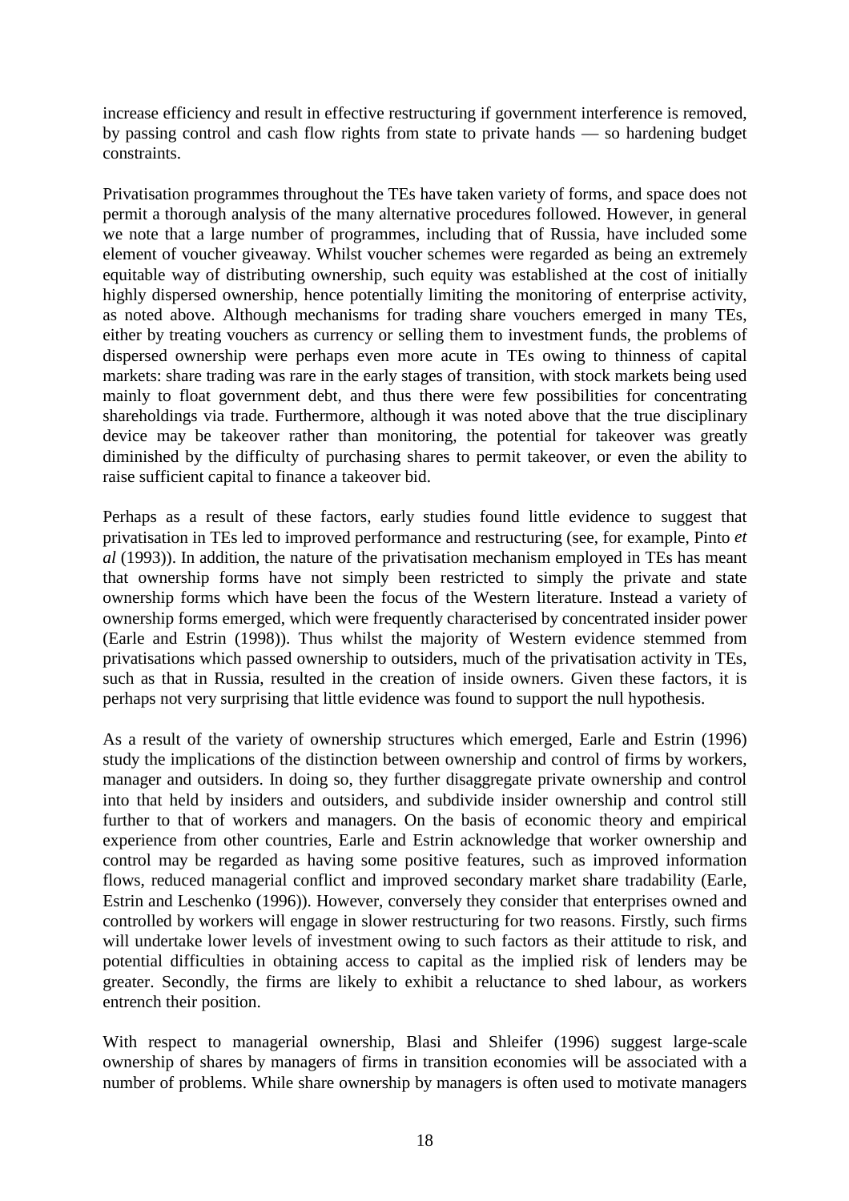increase efficiency and result in effective restructuring if government interference is removed, by passing control and cash flow rights from state to private hands — so hardening budget constraints.

Privatisation programmes throughout the TEs have taken variety of forms, and space does not permit a thorough analysis of the many alternative procedures followed. However, in general we note that a large number of programmes, including that of Russia, have included some element of voucher giveaway. Whilst voucher schemes were regarded as being an extremely equitable way of distributing ownership, such equity was established at the cost of initially highly dispersed ownership, hence potentially limiting the monitoring of enterprise activity, as noted above. Although mechanisms for trading share vouchers emerged in many TEs, either by treating vouchers as currency or selling them to investment funds, the problems of dispersed ownership were perhaps even more acute in TEs owing to thinness of capital markets: share trading was rare in the early stages of transition, with stock markets being used mainly to float government debt, and thus there were few possibilities for concentrating shareholdings via trade. Furthermore, although it was noted above that the true disciplinary device may be takeover rather than monitoring, the potential for takeover was greatly diminished by the difficulty of purchasing shares to permit takeover, or even the ability to raise sufficient capital to finance a takeover bid.

Perhaps as a result of these factors, early studies found little evidence to suggest that privatisation in TEs led to improved performance and restructuring (see, for example, Pinto *et al* (1993)). In addition, the nature of the privatisation mechanism employed in TEs has meant that ownership forms have not simply been restricted to simply the private and state ownership forms which have been the focus of the Western literature. Instead a variety of ownership forms emerged, which were frequently characterised by concentrated insider power (Earle and Estrin (1998)). Thus whilst the majority of Western evidence stemmed from privatisations which passed ownership to outsiders, much of the privatisation activity in TEs, such as that in Russia, resulted in the creation of inside owners. Given these factors, it is perhaps not very surprising that little evidence was found to support the null hypothesis.

As a result of the variety of ownership structures which emerged, Earle and Estrin (1996) study the implications of the distinction between ownership and control of firms by workers, manager and outsiders. In doing so, they further disaggregate private ownership and control into that held by insiders and outsiders, and subdivide insider ownership and control still further to that of workers and managers. On the basis of economic theory and empirical experience from other countries, Earle and Estrin acknowledge that worker ownership and control may be regarded as having some positive features, such as improved information flows, reduced managerial conflict and improved secondary market share tradability (Earle, Estrin and Leschenko (1996)). However, conversely they consider that enterprises owned and controlled by workers will engage in slower restructuring for two reasons. Firstly, such firms will undertake lower levels of investment owing to such factors as their attitude to risk, and potential difficulties in obtaining access to capital as the implied risk of lenders may be greater. Secondly, the firms are likely to exhibit a reluctance to shed labour, as workers entrench their position.

With respect to managerial ownership, Blasi and Shleifer (1996) suggest large-scale ownership of shares by managers of firms in transition economies will be associated with a number of problems. While share ownership by managers is often used to motivate managers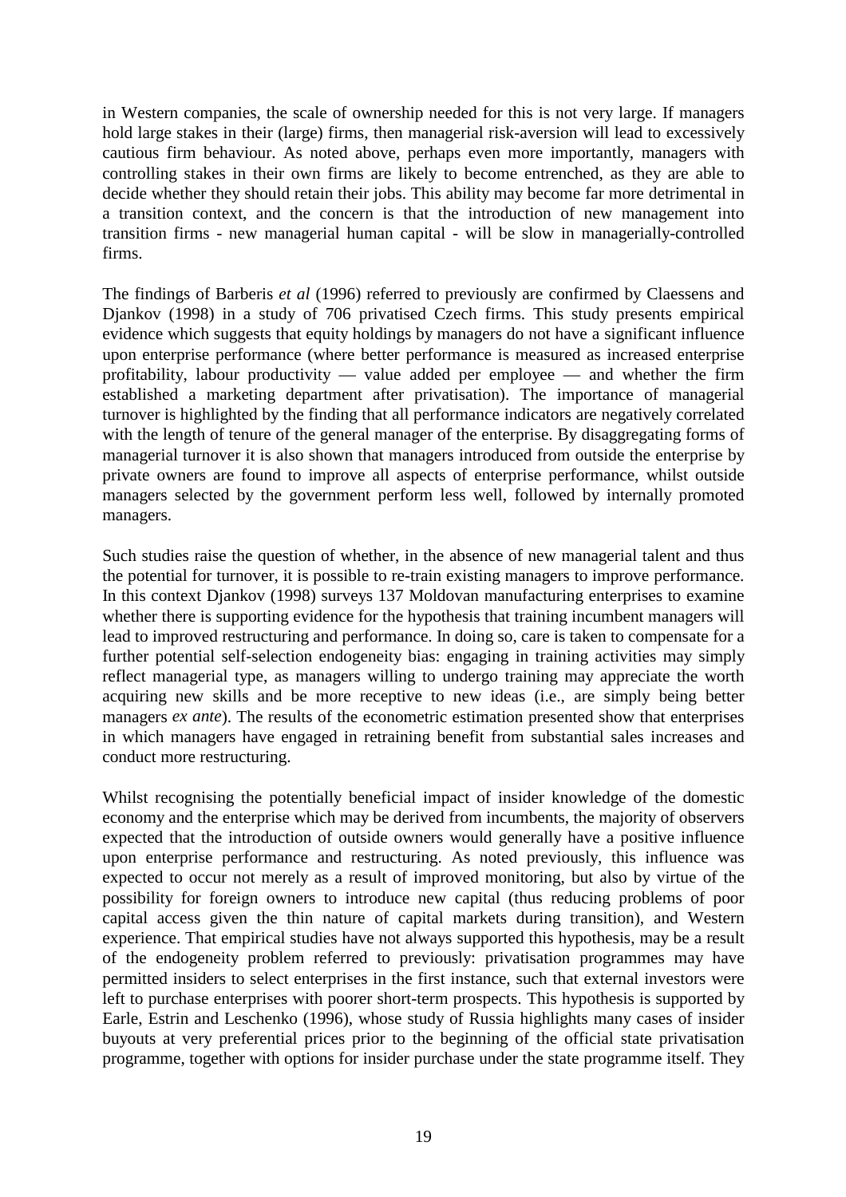in Western companies, the scale of ownership needed for this is not very large. If managers hold large stakes in their (large) firms, then managerial risk-aversion will lead to excessively cautious firm behaviour. As noted above, perhaps even more importantly, managers with controlling stakes in their own firms are likely to become entrenched, as they are able to decide whether they should retain their jobs. This ability may become far more detrimental in a transition context, and the concern is that the introduction of new management into transition firms - new managerial human capital - will be slow in managerially-controlled firms.

The findings of Barberis *et al* (1996) referred to previously are confirmed by Claessens and Djankov (1998) in a study of 706 privatised Czech firms. This study presents empirical evidence which suggests that equity holdings by managers do not have a significant influence upon enterprise performance (where better performance is measured as increased enterprise profitability, labour productivity — value added per employee — and whether the firm established a marketing department after privatisation). The importance of managerial turnover is highlighted by the finding that all performance indicators are negatively correlated with the length of tenure of the general manager of the enterprise. By disaggregating forms of managerial turnover it is also shown that managers introduced from outside the enterprise by private owners are found to improve all aspects of enterprise performance, whilst outside managers selected by the government perform less well, followed by internally promoted managers.

Such studies raise the question of whether, in the absence of new managerial talent and thus the potential for turnover, it is possible to re-train existing managers to improve performance. In this context Djankov (1998) surveys 137 Moldovan manufacturing enterprises to examine whether there is supporting evidence for the hypothesis that training incumbent managers will lead to improved restructuring and performance. In doing so, care is taken to compensate for a further potential self-selection endogeneity bias: engaging in training activities may simply reflect managerial type, as managers willing to undergo training may appreciate the worth acquiring new skills and be more receptive to new ideas (i.e., are simply being better managers *ex ante*). The results of the econometric estimation presented show that enterprises in which managers have engaged in retraining benefit from substantial sales increases and conduct more restructuring.

Whilst recognising the potentially beneficial impact of insider knowledge of the domestic economy and the enterprise which may be derived from incumbents, the majority of observers expected that the introduction of outside owners would generally have a positive influence upon enterprise performance and restructuring. As noted previously, this influence was expected to occur not merely as a result of improved monitoring, but also by virtue of the possibility for foreign owners to introduce new capital (thus reducing problems of poor capital access given the thin nature of capital markets during transition), and Western experience. That empirical studies have not always supported this hypothesis, may be a result of the endogeneity problem referred to previously: privatisation programmes may have permitted insiders to select enterprises in the first instance, such that external investors were left to purchase enterprises with poorer short-term prospects. This hypothesis is supported by Earle, Estrin and Leschenko (1996), whose study of Russia highlights many cases of insider buyouts at very preferential prices prior to the beginning of the official state privatisation programme, together with options for insider purchase under the state programme itself. They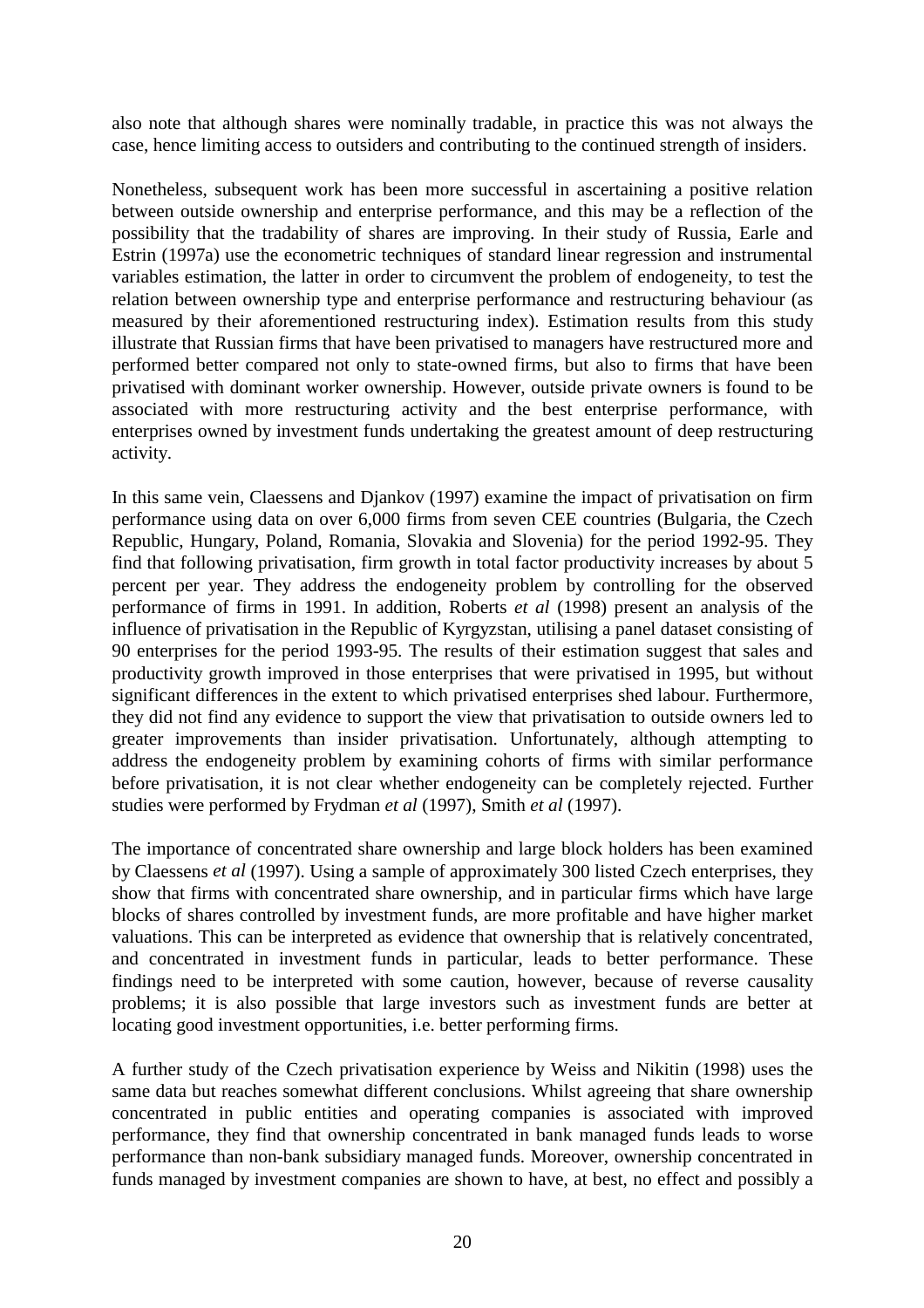also note that although shares were nominally tradable, in practice this was not always the case, hence limiting access to outsiders and contributing to the continued strength of insiders.

Nonetheless, subsequent work has been more successful in ascertaining a positive relation between outside ownership and enterprise performance, and this may be a reflection of the possibility that the tradability of shares are improving. In their study of Russia, Earle and Estrin (1997a) use the econometric techniques of standard linear regression and instrumental variables estimation, the latter in order to circumvent the problem of endogeneity, to test the relation between ownership type and enterprise performance and restructuring behaviour (as measured by their aforementioned restructuring index). Estimation results from this study illustrate that Russian firms that have been privatised to managers have restructured more and performed better compared not only to state-owned firms, but also to firms that have been privatised with dominant worker ownership. However, outside private owners is found to be associated with more restructuring activity and the best enterprise performance, with enterprises owned by investment funds undertaking the greatest amount of deep restructuring activity.

In this same vein, Claessens and Djankov (1997) examine the impact of privatisation on firm performance using data on over 6,000 firms from seven CEE countries (Bulgaria, the Czech Republic, Hungary, Poland, Romania, Slovakia and Slovenia) for the period 1992-95. They find that following privatisation, firm growth in total factor productivity increases by about 5 percent per year. They address the endogeneity problem by controlling for the observed performance of firms in 1991. In addition, Roberts *et al* (1998) present an analysis of the influence of privatisation in the Republic of Kyrgyzstan, utilising a panel dataset consisting of 90 enterprises for the period 1993-95. The results of their estimation suggest that sales and productivity growth improved in those enterprises that were privatised in 1995, but without significant differences in the extent to which privatised enterprises shed labour. Furthermore, they did not find any evidence to support the view that privatisation to outside owners led to greater improvements than insider privatisation. Unfortunately, although attempting to address the endogeneity problem by examining cohorts of firms with similar performance before privatisation, it is not clear whether endogeneity can be completely rejected. Further studies were performed by Frydman *et al* (1997), Smith *et al* (1997).

The importance of concentrated share ownership and large block holders has been examined by Claessens *et al* (1997). Using a sample of approximately 300 listed Czech enterprises, they show that firms with concentrated share ownership, and in particular firms which have large blocks of shares controlled by investment funds, are more profitable and have higher market valuations. This can be interpreted as evidence that ownership that is relatively concentrated, and concentrated in investment funds in particular, leads to better performance. These findings need to be interpreted with some caution, however, because of reverse causality problems; it is also possible that large investors such as investment funds are better at locating good investment opportunities, i.e. better performing firms.

A further study of the Czech privatisation experience by Weiss and Nikitin (1998) uses the same data but reaches somewhat different conclusions. Whilst agreeing that share ownership concentrated in public entities and operating companies is associated with improved performance, they find that ownership concentrated in bank managed funds leads to worse performance than non-bank subsidiary managed funds. Moreover, ownership concentrated in funds managed by investment companies are shown to have, at best, no effect and possibly a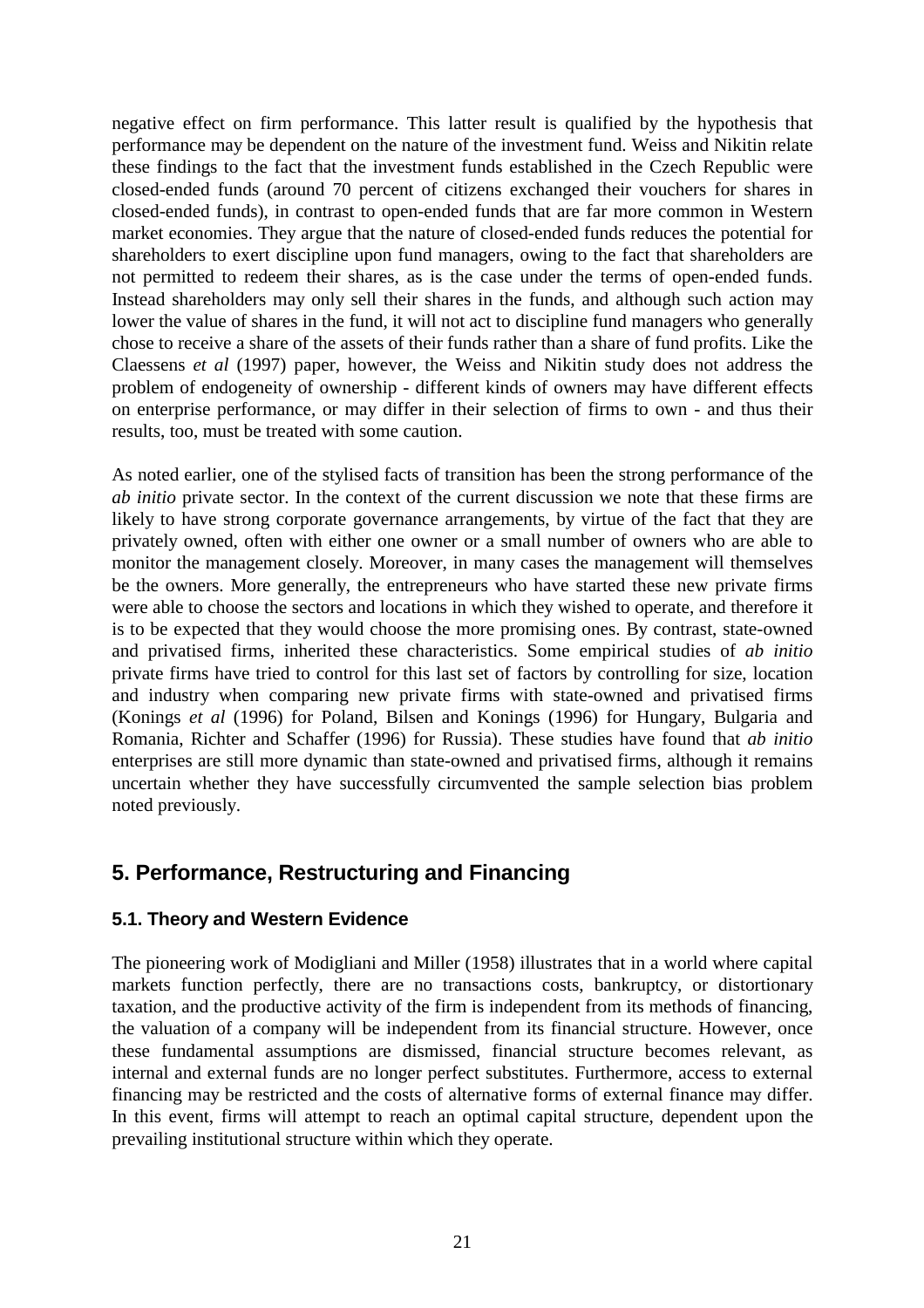negative effect on firm performance. This latter result is qualified by the hypothesis that performance may be dependent on the nature of the investment fund. Weiss and Nikitin relate these findings to the fact that the investment funds established in the Czech Republic were closed-ended funds (around 70 percent of citizens exchanged their vouchers for shares in closed-ended funds), in contrast to open-ended funds that are far more common in Western market economies. They argue that the nature of closed-ended funds reduces the potential for shareholders to exert discipline upon fund managers, owing to the fact that shareholders are not permitted to redeem their shares, as is the case under the terms of open-ended funds. Instead shareholders may only sell their shares in the funds, and although such action may lower the value of shares in the fund, it will not act to discipline fund managers who generally chose to receive a share of the assets of their funds rather than a share of fund profits. Like the Claessens *et al* (1997) paper, however, the Weiss and Nikitin study does not address the problem of endogeneity of ownership - different kinds of owners may have different effects on enterprise performance, or may differ in their selection of firms to own - and thus their results, too, must be treated with some caution.

As noted earlier, one of the stylised facts of transition has been the strong performance of the *ab initio* private sector. In the context of the current discussion we note that these firms are likely to have strong corporate governance arrangements, by virtue of the fact that they are privately owned, often with either one owner or a small number of owners who are able to monitor the management closely. Moreover, in many cases the management will themselves be the owners. More generally, the entrepreneurs who have started these new private firms were able to choose the sectors and locations in which they wished to operate, and therefore it is to be expected that they would choose the more promising ones. By contrast, state-owned and privatised firms, inherited these characteristics. Some empirical studies of *ab initio* private firms have tried to control for this last set of factors by controlling for size, location and industry when comparing new private firms with state-owned and privatised firms (Konings *et al* (1996) for Poland, Bilsen and Konings (1996) for Hungary, Bulgaria and Romania, Richter and Schaffer (1996) for Russia). These studies have found that *ab initio* enterprises are still more dynamic than state-owned and privatised firms, although it remains uncertain whether they have successfully circumvented the sample selection bias problem noted previously.

## 5. Performance, Restructuring and Financing

### 5.1. Theory and Western Evidence

The pioneering work of Modigliani and Miller (1958) illustrates that in a world where capital markets function perfectly, there are no transactions costs, bankruptcy, or distortionary taxation, and the productive activity of the firm is independent from its methods of financing, the valuation of a company will be independent from its financial structure. However, once these fundamental assumptions are dismissed, financial structure becomes relevant, as internal and external funds are no longer perfect substitutes. Furthermore, access to external financing may be restricted and the costs of alternative forms of external finance may differ. In this event, firms will attempt to reach an optimal capital structure, dependent upon the prevailing institutional structure within which they operate.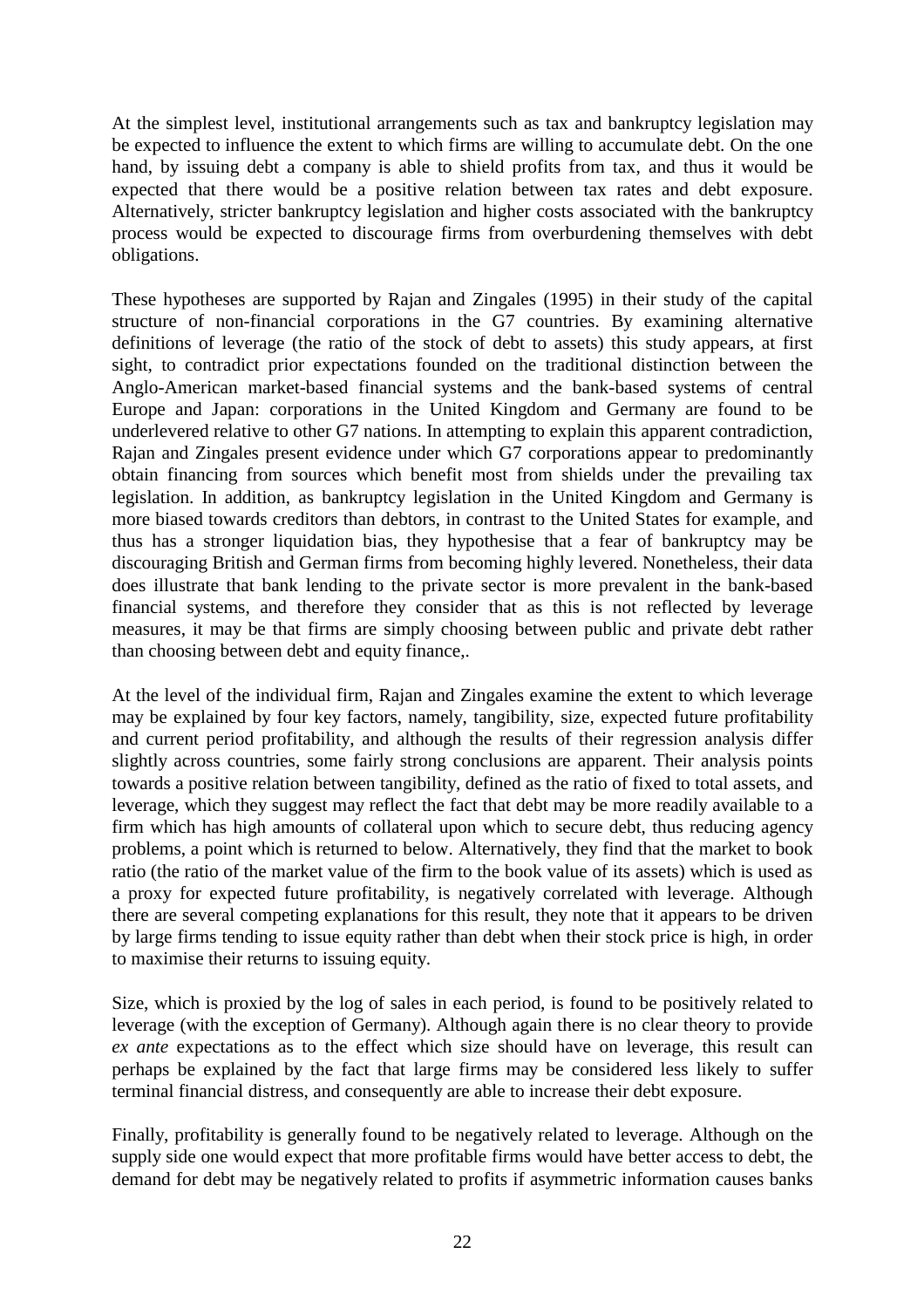At the simplest level, institutional arrangements such as tax and bankruptcy legislation may be expected to influence the extent to which firms are willing to accumulate debt. On the one hand, by issuing debt a company is able to shield profits from tax, and thus it would be expected that there would be a positive relation between tax rates and debt exposure. Alternatively, stricter bankruptcy legislation and higher costs associated with the bankruptcy process would be expected to discourage firms from overburdening themselves with debt obligations.

These hypotheses are supported by Rajan and Zingales (1995) in their study of the capital structure of non-financial corporations in the G7 countries. By examining alternative definitions of leverage (the ratio of the stock of debt to assets) this study appears, at first sight, to contradict prior expectations founded on the traditional distinction between the Anglo-American market-based financial systems and the bank-based systems of central Europe and Japan: corporations in the United Kingdom and Germany are found to be underlevered relative to other G7 nations. In attempting to explain this apparent contradiction, Rajan and Zingales present evidence under which G7 corporations appear to predominantly obtain financing from sources which benefit most from shields under the prevailing tax legislation. In addition, as bankruptcy legislation in the United Kingdom and Germany is more biased towards creditors than debtors, in contrast to the United States for example, and thus has a stronger liquidation bias, they hypothesise that a fear of bankruptcy may be discouraging British and German firms from becoming highly levered. Nonetheless, their data does illustrate that bank lending to the private sector is more prevalent in the bank-based financial systems, and therefore they consider that as this is not reflected by leverage measures, it may be that firms are simply choosing between public and private debt rather than choosing between debt and equity finance,.

At the level of the individual firm, Rajan and Zingales examine the extent to which leverage may be explained by four key factors, namely, tangibility, size, expected future profitability and current period profitability, and although the results of their regression analysis differ slightly across countries, some fairly strong conclusions are apparent. Their analysis points towards a positive relation between tangibility, defined as the ratio of fixed to total assets, and leverage, which they suggest may reflect the fact that debt may be more readily available to a firm which has high amounts of collateral upon which to secure debt, thus reducing agency problems, a point which is returned to below. Alternatively, they find that the market to book ratio (the ratio of the market value of the firm to the book value of its assets) which is used as a proxy for expected future profitability, is negatively correlated with leverage. Although there are several competing explanations for this result, they note that it appears to be driven by large firms tending to issue equity rather than debt when their stock price is high, in order to maximise their returns to issuing equity.

Size, which is proxied by the log of sales in each period, is found to be positively related to leverage (with the exception of Germany). Although again there is no clear theory to provide *ex ante* expectations as to the effect which size should have on leverage, this result can perhaps be explained by the fact that large firms may be considered less likely to suffer terminal financial distress, and consequently are able to increase their debt exposure.

Finally, profitability is generally found to be negatively related to leverage. Although on the supply side one would expect that more profitable firms would have better access to debt, the demand for debt may be negatively related to profits if asymmetric information causes banks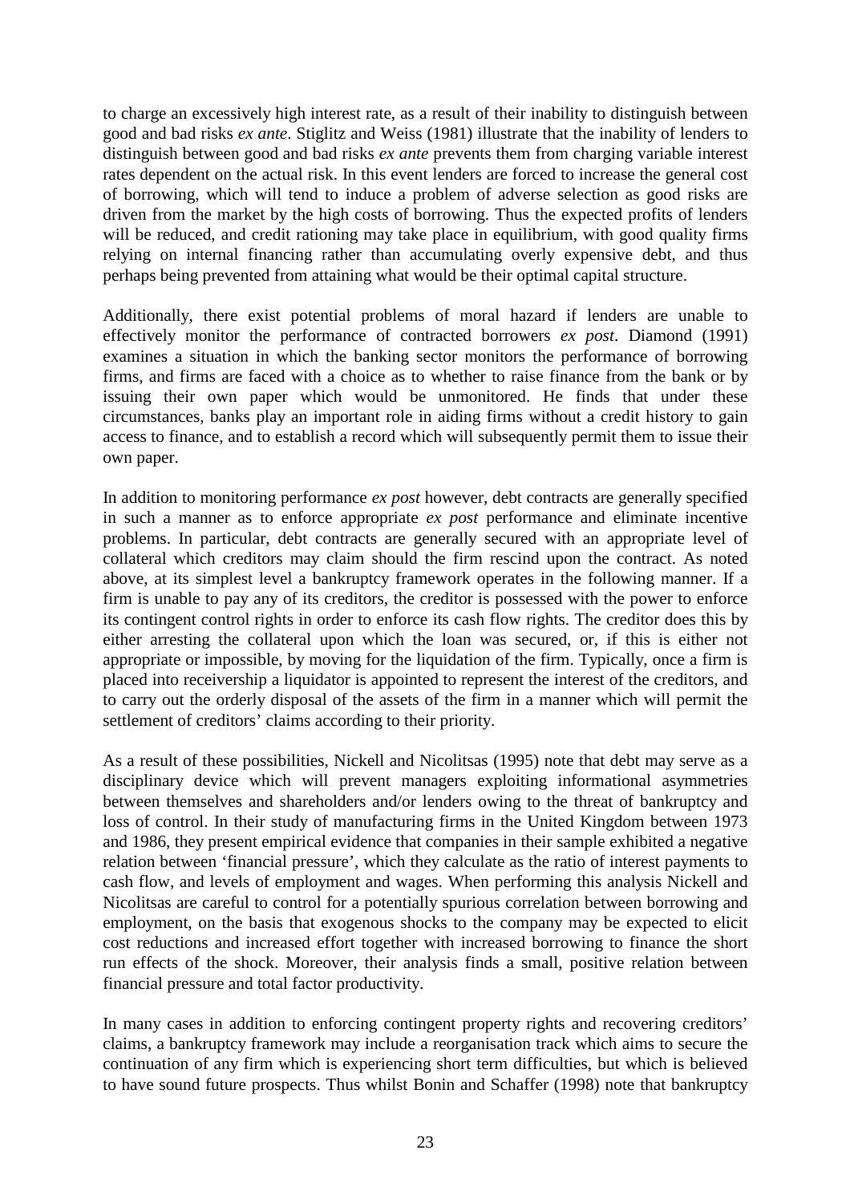to charge an excessively high interest rate, as a result of their inability to distinguish between good and bad risks *ex ante*. Stiglitz and Weiss (1981) illustrate that the inability of lenders to distinguish between good and bad risks *ex ante* prevents them from charging variable interest rates dependent on the actual risk. In this event lenders are forced to increase the general cost of borrowing, which will tend to induce a problem of adverse selection as good risks are driven from the market by the high costs of borrowing. Thus the expected profits of lenders will be reduced, and credit rationing may take place in equilibrium, with good quality firms relying on internal financing rather than accumulating overly expensive debt, and thus perhaps being prevented from attaining what would be their optimal capital structure.

Additionally, there exist potential problems of moral hazard if lenders are unable to effectively monitor the performance of contracted borrowers *ex post*. Diamond (1991) examines a situation in which the banking sector monitors the performance of borrowing firms, and firms are faced with a choice as to whether to raise finance from the bank or by issuing their own paper which would be unmonitored. He finds that under these circumstances, banks play an important role in aiding firms without a credit history to gain access to finance, and to establish a record which will subsequently permit them to issue their own paper.

In addition to monitoring performance *ex post* however, debt contracts are generally specified in such a manner as to enforce appropriate *ex post* performance and eliminate incentive problems. In particular, debt contracts are generally secured with an appropriate level of collateral which creditors may claim should the firm rescind upon the contract. As noted above, at its simplest level a bankruptcy framework operates in the following manner. If a firm is unable to pay any of its creditors, the creditor is possessed with the power to enforce its contingent control rights in order to enforce its cash flow rights. The creditor does this by either arresting the collateral upon which the loan was secured, or, if this is either not appropriate or impossible, by moving for the liquidation of the firm. Typically, once a firm is placed into receivership a liquidator is appointed to represent the interest of the creditors, and to carry out the orderly disposal of the assets of the firm in a manner which will permit the settlement of creditors' claims according to their priority.

As a result of these possibilities, Nickell and Nicolitsas (1995) note that debt may serve as a disciplinary device which will prevent managers exploiting informational asymmetries between themselves and shareholders and/or lenders owing to the threat of bankruptcy and loss of control. In their study of manufacturing firms in the United Kingdom between 1973 and 1986, they present empirical evidence that companies in their sample exhibited a negative relation between 'financial pressure', which they calculate as the ratio of interest payments to cash flow, and levels of employment and wages. When performing this analysis Nickell and Nicolitsas are careful to control for a potentially spurious correlation between borrowing and employment, on the basis that exogenous shocks to the company may be expected to elicit cost reductions and increased effort together with increased borrowing to finance the short run effects of the shock. Moreover, their analysis finds a small, positive relation between financial pressure and total factor productivity.

In many cases in addition to enforcing contingent property rights and recovering creditors' claims, a bankruptcy framework may include a reorganisation track which aims to secure the continuation of any firm which is experiencing short term difficulties, but which is believed to have sound future prospects. Thus whilst Bonin and Schaffer (1998) note that bankruptcy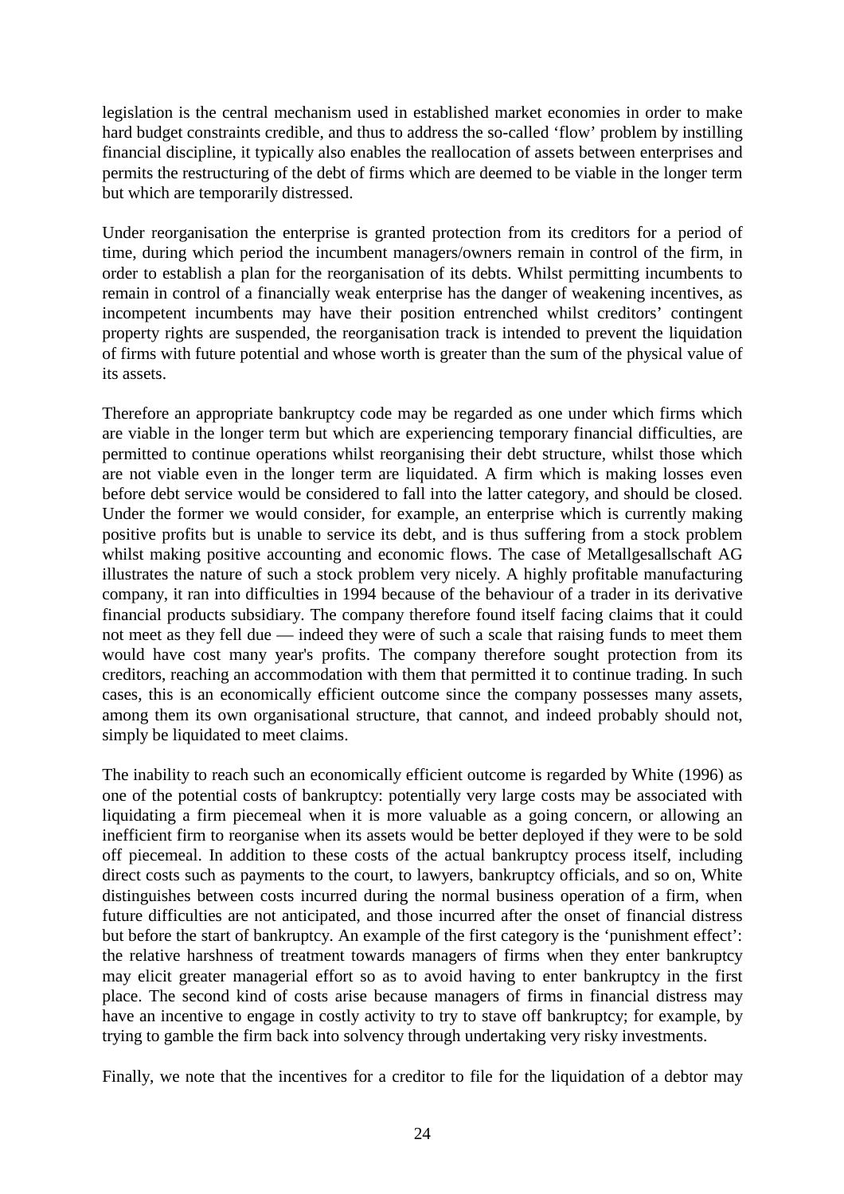legislation is the central mechanism used in established market economies in order to make hard budget constraints credible, and thus to address the so-called ‘flow’ problem by instilling financial discipline, it typically also enables the reallocation of assets between enterprises and permits the restructuring of the debt of firms which are deemed to be viable in the longer term but which are temporarily distressed.

Under reorganisation the enterprise is granted protection from its creditors for a period of time, during which period the incumbent managers/owners remain in control of the firm, in order to establish a plan for the reorganisation of its debts. Whilst permitting incumbents to remain in control of a financially weak enterprise has the danger of weakening incentives, as incompetent incumbents may have their position entrenched whilst creditors’ contingent property rights are suspended, the reorganisation track is intended to prevent the liquidation of firms with future potential and whose worth is greater than the sum of the physical value of its assets.

Therefore an appropriate bankruptcy code may be regarded as one under which firms which are viable in the longer term but which are experiencing temporary financial difficulties, are permitted to continue operations whilst reorganising their debt structure, whilst those which are not viable even in the longer term are liquidated. A firm which is making losses even before debt service would be considered to fall into the latter category, and should be closed. Under the former we would consider, for example, an enterprise which is currently making positive profits but is unable to service its debt, and is thus suffering from a stock problem whilst making positive accounting and economic flows. The case of Metallgesallschaft AG illustrates the nature of such a stock problem very nicely. A highly profitable manufacturing company, it ran into difficulties in 1994 because of the behaviour of a trader in its derivative financial products subsidiary. The company therefore found itself facing claims that it could not meet as they fell due — indeed they were of such a scale that raising funds to meet them would have cost many year's profits. The company therefore sought protection from its creditors, reaching an accommodation with them that permitted it to continue trading. In such cases, this is an economically efficient outcome since the company possesses many assets, among them its own organisational structure, that cannot, and indeed probably should not, simply be liquidated to meet claims.

The inability to reach such an economically efficient outcome is regarded by White (1996) as one of the potential costs of bankruptcy: potentially very large costs may be associated with liquidating a firm piecemeal when it is more valuable as a going concern, or allowing an inefficient firm to reorganise when its assets would be better deployed if they were to be sold off piecemeal. In addition to these costs of the actual bankruptcy process itself, including direct costs such as payments to the court, to lawyers, bankruptcy officials, and so on, White distinguishes between costs incurred during the normal business operation of a firm, when future difficulties are not anticipated, and those incurred after the onset of financial distress but before the start of bankruptcy. An example of the first category is the ‘punishment effect’: the relative harshness of treatment towards managers of firms when they enter bankruptcy may elicit greater managerial effort so as to avoid having to enter bankruptcy in the first place. The second kind of costs arise because managers of firms in financial distress may have an incentive to engage in costly activity to try to stave off bankruptcy; for example, by trying to gamble the firm back into solvency through undertaking very risky investments.

Finally, we note that the incentives for a creditor to file for the liquidation of a debtor may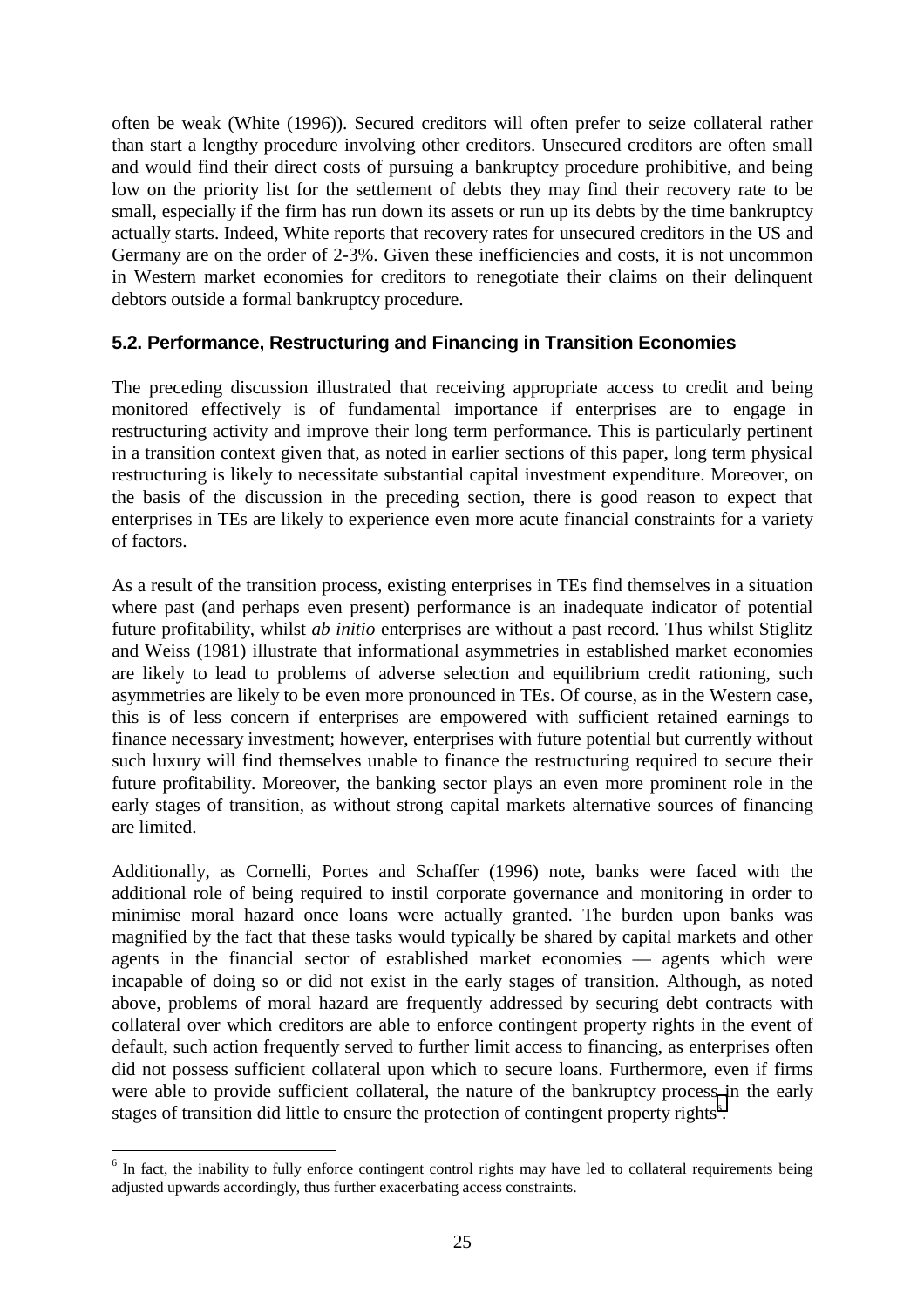often be weak (White (1996)). Secured creditors will often prefer to seize collateral rather than start a lengthy procedure involving other creditors. Unsecured creditors are often small and would find their direct costs of pursuing a bankruptcy procedure prohibitive, and being low on the priority list for the settlement of debts they may find their recovery rate to be small, especially if the firm has run down its assets or run up its debts by the time bankruptcy actually starts. Indeed, White reports that recovery rates for unsecured creditors in the US and Germany are on the order of 2-3%. Given these inefficiencies and costs, it is not uncommon in Western market economies for creditors to renegotiate their claims on their delinquent debtors outside a formal bankruptcy procedure.

### 5.2. Performance, Restructuring and Financing in Transition Economies

The preceding discussion illustrated that receiving appropriate access to credit and being monitored effectively is of fundamental importance if enterprises are to engage in restructuring activity and improve their long term performance. This is particularly pertinent in a transition context given that, as noted in earlier sections of this paper, long term physical restructuring is likely to necessitate substantial capital investment expenditure. Moreover, on the basis of the discussion in the preceding section, there is good reason to expect that enterprises in TEs are likely to experience even more acute financial constraints for a variety of factors.

As a result of the transition process, existing enterprises in TEs find themselves in a situation where past (and perhaps even present) performance is an inadequate indicator of potential future profitability, whilst *ab initio* enterprises are without a past record. Thus whilst Stiglitz and Weiss (1981) illustrate that informational asymmetries in established market economies are likely to lead to problems of adverse selection and equilibrium credit rationing, such asymmetries are likely to be even more pronounced in TEs. Of course, as in the Western case, this is of less concern if enterprises are empowered with sufficient retained earnings to finance necessary investment; however, enterprises with future potential but currently without such luxury will find themselves unable to finance the restructuring required to secure their future profitability. Moreover, the banking sector plays an even more prominent role in the early stages of transition, as without strong capital markets alternative sources of financing are limited.

Additionally, as Cornelli, Portes and Schaffer (1996) note, banks were faced with the additional role of being required to instil corporate governance and monitoring in order to minimise moral hazard once loans were actually granted. The burden upon banks was magnified by the fact that these tasks would typically be shared by capital markets and other agents in the financial sector of established market economies — agents which were incapable of doing so or did not exist in the early stages of transition. Although, as noted above, problems of moral hazard are frequently addressed by securing debt contracts with collateral over which creditors are able to enforce contingent property rights in the event of default, such action frequently served to further limit access to financing, as enterprises often did not possess sufficient collateral upon which to secure loans. Furthermore, even if firms were able to provide sufficient collateral, the nature of the bankruptcy process in the early stages of transition did little to ensure the protection of contingent property rights[6].

[6] In fact, the inability to fully enforce contingent control rights may have led to collateral requirements being adjusted upwards accordingly, thus further exacerbating access constraints.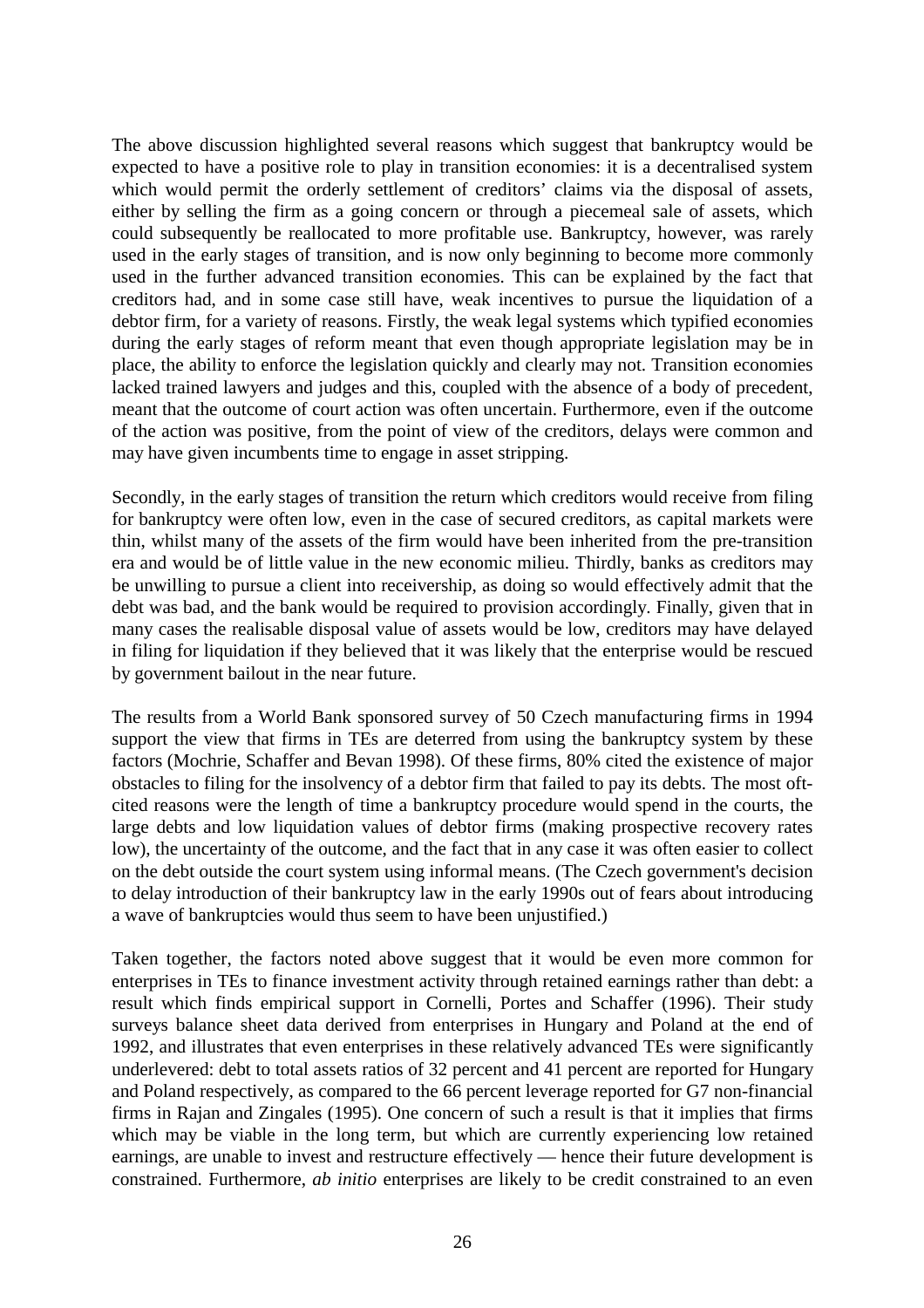The above discussion highlighted several reasons which suggest that bankruptcy would be expected to have a positive role to play in transition economies: it is a decentralised system which would permit the orderly settlement of creditors' claims via the disposal of assets, either by selling the firm as a going concern or through a piecemeal sale of assets, which could subsequently be reallocated to more profitable use. Bankruptcy, however, was rarely used in the early stages of transition, and is now only beginning to become more commonly used in the further advanced transition economies. This can be explained by the fact that creditors had, and in some case still have, weak incentives to pursue the liquidation of a debtor firm, for a variety of reasons. Firstly, the weak legal systems which typified economies during the early stages of reform meant that even though appropriate legislation may be in place, the ability to enforce the legislation quickly and clearly may not. Transition economies lacked trained lawyers and judges and this, coupled with the absence of a body of precedent, meant that the outcome of court action was often uncertain. Furthermore, even if the outcome of the action was positive, from the point of view of the creditors, delays were common and may have given incumbents time to engage in asset stripping.

Secondly, in the early stages of transition the return which creditors would receive from filing for bankruptcy were often low, even in the case of secured creditors, as capital markets were thin, whilst many of the assets of the firm would have been inherited from the pre-transition era and would be of little value in the new economic milieu. Thirdly, banks as creditors may be unwilling to pursue a client into receivership, as doing so would effectively admit that the debt was bad, and the bank would be required to provision accordingly. Finally, given that in many cases the realisable disposal value of assets would be low, creditors may have delayed in filing for liquidation if they believed that it was likely that the enterprise would be rescued by government bailout in the near future.

The results from a World Bank sponsored survey of 50 Czech manufacturing firms in 1994 support the view that firms in TEs are deterred from using the bankruptcy system by these factors (Mochrie, Schaffer and Bevan 1998). Of these firms, 80% cited the existence of major obstacles to filing for the insolvency of a debtor firm that failed to pay its debts. The most oft-cited reasons were the length of time a bankruptcy procedure would spend in the courts, the large debts and low liquidation values of debtor firms (making prospective recovery rates low), the uncertainty of the outcome, and the fact that in any case it was often easier to collect on the debt outside the court system using informal means. (The Czech government's decision to delay introduction of their bankruptcy law in the early 1990s out of fears about introducing a wave of bankruptcies would thus seem to have been unjustified.)

Taken together, the factors noted above suggest that it would be even more common for enterprises in TEs to finance investment activity through retained earnings rather than debt: a result which finds empirical support in Cornelli, Portes and Schaffer (1996). Their study surveys balance sheet data derived from enterprises in Hungary and Poland at the end of 1992, and illustrates that even enterprises in these relatively advanced TEs were significantly underlevered: debt to total assets ratios of 32 percent and 41 percent are reported for Hungary and Poland respectively, as compared to the 66 percent leverage reported for G7 non-financial firms in Rajan and Zingales (1995). One concern of such a result is that it implies that firms which may be viable in the long term, but which are currently experiencing low retained earnings, are unable to invest and restructure effectively — hence their future development is constrained. Furthermore, *ab initio* enterprises are likely to be credit constrained to an even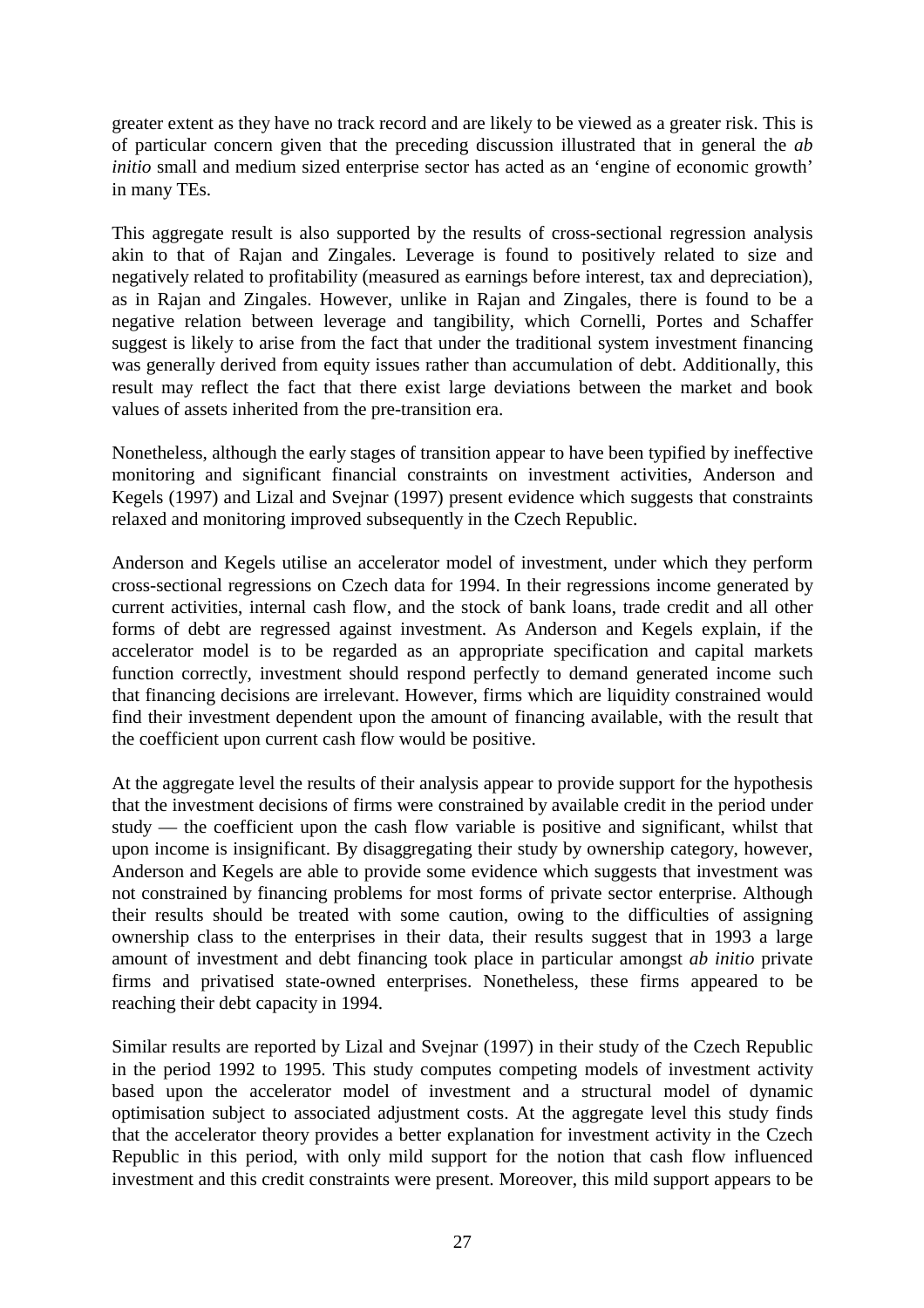greater extent as they have no track record and are likely to be viewed as a greater risk. This is of particular concern given that the preceding discussion illustrated that in general the *ab initio* small and medium sized enterprise sector has acted as an 'engine of economic growth' in many TEs.

This aggregate result is also supported by the results of cross-sectional regression analysis akin to that of Rajan and Zingales. Leverage is found to positively related to size and negatively related to profitability (measured as earnings before interest, tax and depreciation), as in Rajan and Zingales. However, unlike in Rajan and Zingales, there is found to be a negative relation between leverage and tangibility, which Cornelli, Portes and Schaffer suggest is likely to arise from the fact that under the traditional system investment financing was generally derived from equity issues rather than accumulation of debt. Additionally, this result may reflect the fact that there exist large deviations between the market and book values of assets inherited from the pre-transition era.

Nonetheless, although the early stages of transition appear to have been typified by ineffective monitoring and significant financial constraints on investment activities, Anderson and Kegels (1997) and Lizal and Svejnar (1997) present evidence which suggests that constraints relaxed and monitoring improved subsequently in the Czech Republic.

Anderson and Kegels utilise an accelerator model of investment, under which they perform cross-sectional regressions on Czech data for 1994. In their regressions income generated by current activities, internal cash flow, and the stock of bank loans, trade credit and all other forms of debt are regressed against investment. As Anderson and Kegels explain, if the accelerator model is to be regarded as an appropriate specification and capital markets function correctly, investment should respond perfectly to demand generated income such that financing decisions are irrelevant. However, firms which are liquidity constrained would find their investment dependent upon the amount of financing available, with the result that the coefficient upon current cash flow would be positive.

At the aggregate level the results of their analysis appear to provide support for the hypothesis that the investment decisions of firms were constrained by available credit in the period under study — the coefficient upon the cash flow variable is positive and significant, whilst that upon income is insignificant. By disaggregating their study by ownership category, however, Anderson and Kegels are able to provide some evidence which suggests that investment was not constrained by financing problems for most forms of private sector enterprise. Although their results should be treated with some caution, owing to the difficulties of assigning ownership class to the enterprises in their data, their results suggest that in 1993 a large amount of investment and debt financing took place in particular amongst *ab initio* private firms and privatised state-owned enterprises. Nonetheless, these firms appeared to be reaching their debt capacity in 1994.

Similar results are reported by Lizal and Svejnar (1997) in their study of the Czech Republic in the period 1992 to 1995. This study computes competing models of investment activity based upon the accelerator model of investment and a structural model of dynamic optimisation subject to associated adjustment costs. At the aggregate level this study finds that the accelerator theory provides a better explanation for investment activity in the Czech Republic in this period, with only mild support for the notion that cash flow influenced investment and this credit constraints were present. Moreover, this mild support appears to be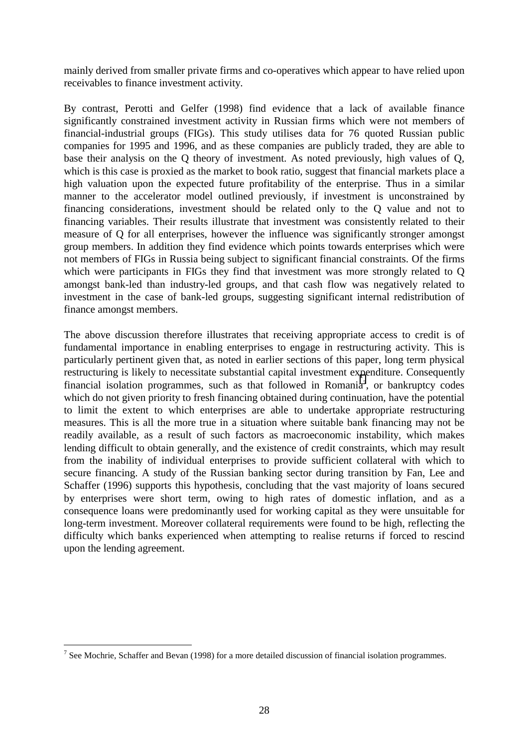mainly derived from smaller private firms and co-operatives which appear to have relied upon receivables to finance investment activity.

By contrast, Perotti and Gelfer (1998) find evidence that a lack of available finance significantly constrained investment activity in Russian firms which were not members of financial-industrial groups (FIGs). This study utilises data for 76 quoted Russian public companies for 1995 and 1996, and as these companies are publicly traded, they are able to base their analysis on the Q theory of investment. As noted previously, high values of Q, which is this case is proxied as the market to book ratio, suggest that financial markets place a high valuation upon the expected future profitability of the enterprise. Thus in a similar manner to the accelerator model outlined previously, if investment is unconstrained by financing considerations, investment should be related only to the Q value and not to financing variables. Their results illustrate that investment was consistently related to their measure of Q for all enterprises, however the influence was significantly stronger amongst group members. In addition they find evidence which points towards enterprises which were not members of FIGs in Russia being subject to significant financial constraints. Of the firms which were participants in FIGs they find that investment was more strongly related to Q amongst bank-led than industry-led groups, and that cash flow was negatively related to investment in the case of bank-led groups, suggesting significant internal redistribution of finance amongst members.

The above discussion therefore illustrates that receiving appropriate access to credit is of fundamental importance in enabling enterprises to engage in restructuring activity. This is particularly pertinent given that, as noted in earlier sections of this paper, long term physical restructuring is likely to necessitate substantial capital investment expenditure. Consequently financial isolation programmes, such as that followed in Romania[7], or bankruptcy codes which do not given priority to fresh financing obtained during continuation, have the potential to limit the extent to which enterprises are able to undertake appropriate restructuring measures. This is all the more true in a situation where suitable bank financing may not be readily available, as a result of such factors as macroeconomic instability, which makes lending difficult to obtain generally, and the existence of credit constraints, which may result from the inability of individual enterprises to provide sufficient collateral with which to secure financing. A study of the Russian banking sector during transition by Fan, Lee and Schaffer (1996) supports this hypothesis, concluding that the vast majority of loans secured by enterprises were short term, owing to high rates of domestic inflation, and as a consequence loans were predominantly used for working capital as they were unsuitable for long-term investment. Moreover collateral requirements were found to be high, reflecting the difficulty which banks experienced when attempting to realise returns if forced to rescind upon the lending agreement.

[7] See Mochrie, Schaffer and Bevan (1998) for a more detailed discussion of financial isolation programmes.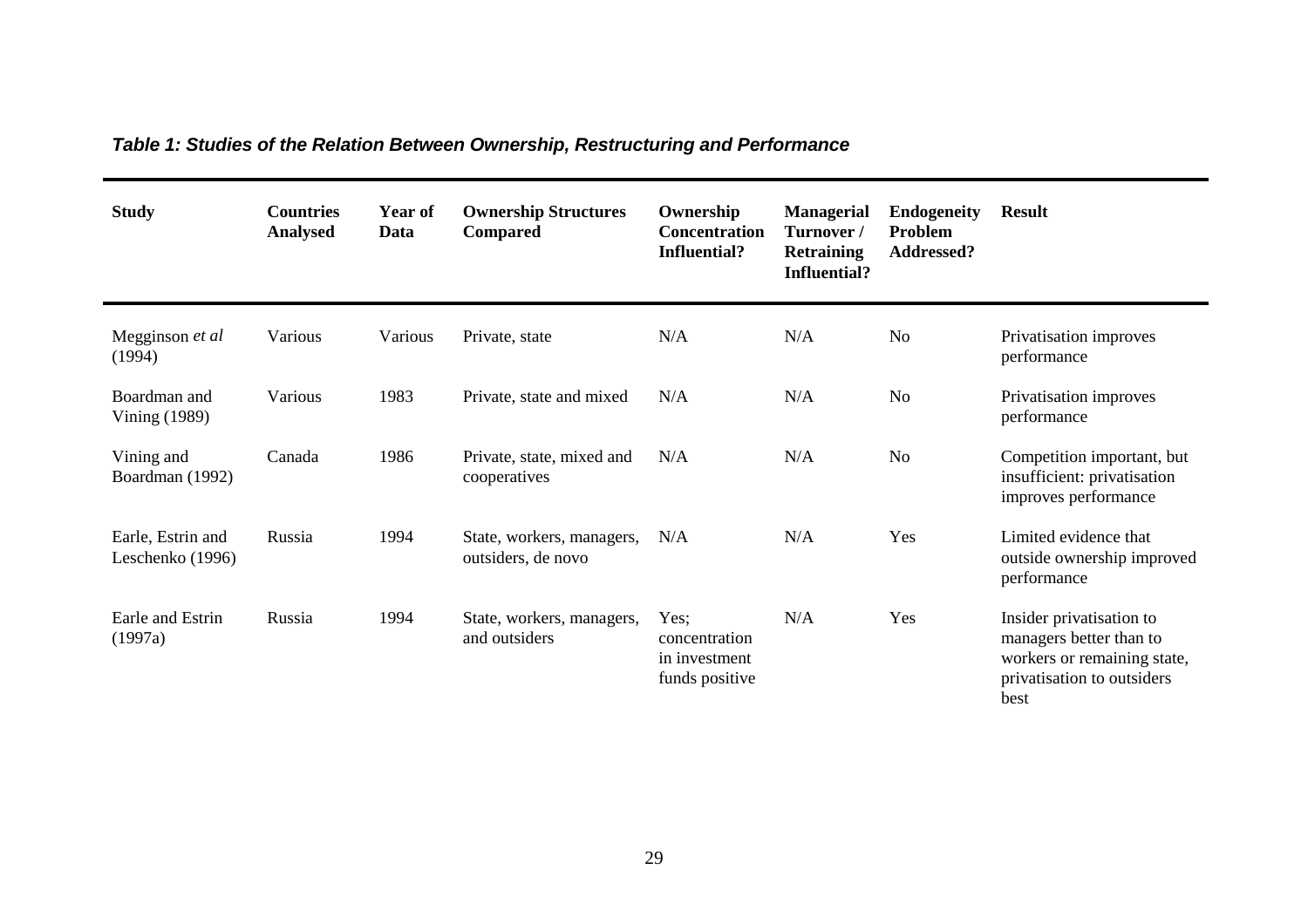***Table 1: Studies of the Relation Between Ownership, Restructuring and Performance***

| Study | Countries Analysed | Year of Data | Ownership Structures Compared | Ownership Concentration Influential? | Managerial Turnover / Retraining Influential? | Endogeneity Problem Addressed? | Result |
|---|---|---|---|---|---|---|---|
| Megginson *et al* (1994) | Various | Various | Private, state | N/A | N/A | No | Privatisation improves performance |
| Boardman and Vining (1989) | Various | 1983 | Private, state and mixed | N/A | N/A | No | Privatisation improves performance |
| Vining and Boardman (1992) | Canada | 1986 | Private, state, mixed and cooperatives | N/A | N/A | No | Competition important, but insufficient: privatisation improves performance |
| Earle, Estrin and Leschenko (1996) | Russia | 1994 | State, workers, managers, outsiders, de novo | N/A | N/A | Yes | Limited evidence that outside ownership improved performance |
| Earle and Estrin (1997a) | Russia | 1994 | State, workers, managers, and outsiders | Yes; concentration in investment funds positive | N/A | Yes | Insider privatisation to managers better than to workers or remaining state, privatisation to outsiders best |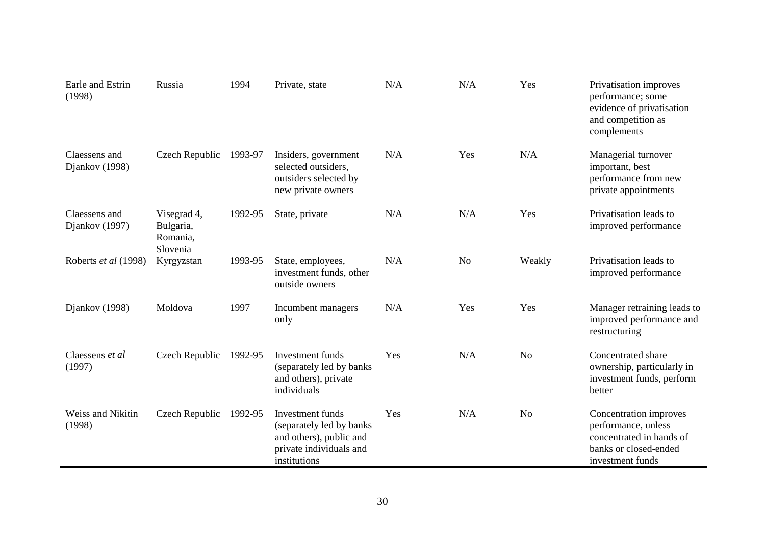| | | | | | | | |
|---|---|---|---|---|---|---|---|
| Earle and Estrin (1998) | Russia | 1994 | Private, state | N/A | N/A | Yes | Privatisation improves performance; some evidence of privatisation and competition as complements |
| Claessens and Djankov (1998) | Czech Republic | 1993-97 | Insiders, government selected outsiders, outsiders selected by new private owners | N/A | Yes | N/A | Managerial turnover important, best performance from new private appointments |
| Claessens and Djankov (1997) | Visegrad 4, Bulgaria, Romania, Slovenia | 1992-95 | State, private | N/A | N/A | Yes | Privatisation leads to improved performance |
| Roberts *et al* (1998) | Kyrgyzstan | 1993-95 | State, employees, investment funds, other outside owners | N/A | No | Weakly | Privatisation leads to improved performance |
| Djankov (1998) | Moldova | 1997 | Incumbent managers only | N/A | Yes | Yes | Manager retraining leads to improved performance and restructuring |
| Claessens *et al* (1997) | Czech Republic | 1992-95 | Investment funds (separately led by banks and others), private individuals | Yes | N/A | No | Concentrated share ownership, particularly in investment funds, perform better |
| Weiss and Nikitin (1998) | Czech Republic | 1992-95 | Investment funds (separately led by banks and others), public and private individuals and institutions | Yes | N/A | No | Concentration improves performance, unless concentrated in hands of banks or closed-ended investment funds |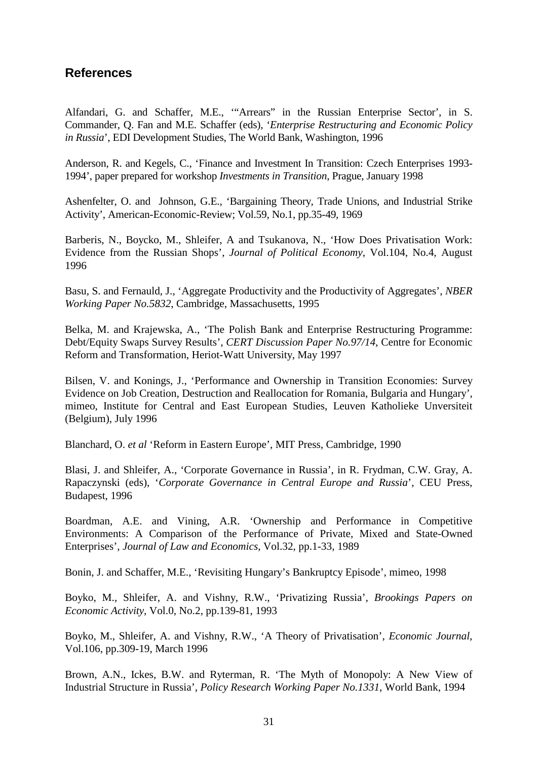## References

Alfandari, G. and Schaffer, M.E., '"Arrears" in the Russian Enterprise Sector', in S. Commander, Q. Fan and M.E. Schaffer (eds), '*Enterprise Restructuring and Economic Policy in Russia*', EDI Development Studies, The World Bank, Washington, 1996

Anderson, R. and Kegels, C., 'Finance and Investment In Transition: Czech Enterprises 1993-1994', paper prepared for workshop *Investments in Transition*, Prague, January 1998

Ashenfelter, O. and Johnson, G.E., 'Bargaining Theory, Trade Unions, and Industrial Strike Activity', American-Economic-Review; Vol.59, No.1, pp.35-49, 1969

Barberis, N., Boycko, M., Shleifer, A and Tsukanova, N., 'How Does Privatisation Work: Evidence from the Russian Shops', *Journal of Political Economy*, Vol.104, No.4, August 1996

Basu, S. and Fernauld, J., 'Aggregate Productivity and the Productivity of Aggregates', *NBER Working Paper No.5832*, Cambridge, Massachusetts, 1995

Belka, M. and Krajewska, A., 'The Polish Bank and Enterprise Restructuring Programme: Debt/Equity Swaps Survey Results', *CERT Discussion Paper No.97/14*, Centre for Economic Reform and Transformation, Heriot-Watt University, May 1997

Bilsen, V. and Konings, J., 'Performance and Ownership in Transition Economies: Survey Evidence on Job Creation, Destruction and Reallocation for Romania, Bulgaria and Hungary', mimeo, Institute for Central and East European Studies, Leuven Katholieke Unversiteit (Belgium), July 1996

Blanchard, O. *et al* 'Reform in Eastern Europe', MIT Press, Cambridge, 1990

Blasi, J. and Shleifer, A., 'Corporate Governance in Russia', in R. Frydman, C.W. Gray, A. Rapaczynski (eds), '*Corporate Governance in Central Europe and Russia*', CEU Press, Budapest, 1996

Boardman, A.E. and Vining, A.R. 'Ownership and Performance in Competitive Environments: A Comparison of the Performance of Private, Mixed and State-Owned Enterprises', *Journal of Law and Economics*, Vol.32, pp.1-33, 1989

Bonin, J. and Schaffer, M.E., 'Revisiting Hungary's Bankruptcy Episode', mimeo, 1998

Boyko, M., Shleifer, A. and Vishny, R.W., 'Privatizing Russia', *Brookings Papers on Economic Activity*, Vol.0, No.2, pp.139-81, 1993

Boyko, M., Shleifer, A. and Vishny, R.W., 'A Theory of Privatisation', *Economic Journal*, Vol.106, pp.309-19, March 1996

Brown, A.N., Ickes, B.W. and Ryterman, R. 'The Myth of Monopoly: A New View of Industrial Structure in Russia', *Policy Research Working Paper No.1331*, World Bank, 1994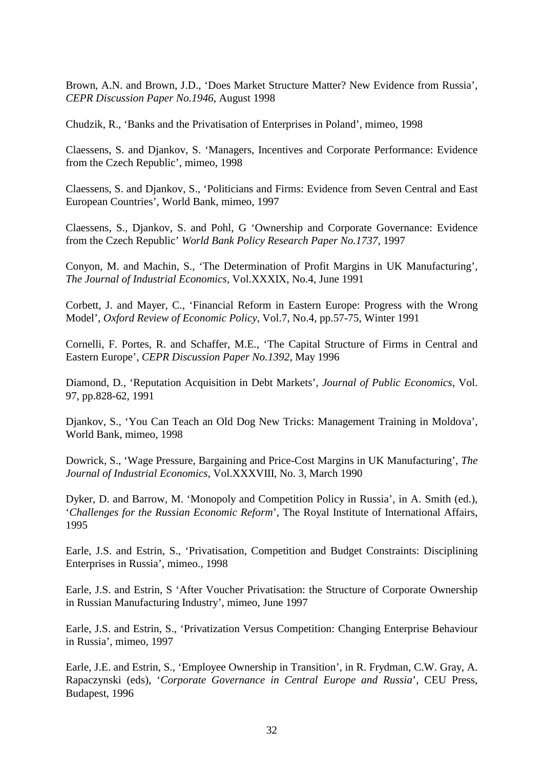Brown, A.N. and Brown, J.D., 'Does Market Structure Matter? New Evidence from Russia', *CEPR Discussion Paper No.1946*, August 1998

Chudzik, R., 'Banks and the Privatisation of Enterprises in Poland', mimeo, 1998

Claessens, S. and Djankov, S. 'Managers, Incentives and Corporate Performance: Evidence from the Czech Republic', mimeo, 1998

Claessens, S. and Djankov, S., 'Politicians and Firms: Evidence from Seven Central and East European Countries', World Bank, mimeo, 1997

Claessens, S., Djankov, S. and Pohl, G 'Ownership and Corporate Governance: Evidence from the Czech Republic' *World Bank Policy Research Paper No.1737*, 1997

Conyon, M. and Machin, S., 'The Determination of Profit Margins in UK Manufacturing', *The Journal of Industrial Economics*, Vol.XXXIX, No.4, June 1991

Corbett, J. and Mayer, C., 'Financial Reform in Eastern Europe: Progress with the Wrong Model', *Oxford Review of Economic Policy*, Vol.7, No.4, pp.57-75, Winter 1991

Cornelli, F. Portes, R. and Schaffer, M.E., 'The Capital Structure of Firms in Central and Eastern Europe', *CEPR Discussion Paper No.1392*, May 1996

Diamond, D., 'Reputation Acquisition in Debt Markets', *Journal of Public Economics*, Vol. 97, pp.828-62, 1991

Djankov, S., 'You Can Teach an Old Dog New Tricks: Management Training in Moldova', World Bank, mimeo, 1998

Dowrick, S., 'Wage Pressure, Bargaining and Price-Cost Margins in UK Manufacturing', *The Journal of Industrial Economics*, Vol.XXXVIII, No. 3, March 1990

Dyker, D. and Barrow, M. 'Monopoly and Competition Policy in Russia', in A. Smith (ed.), '*Challenges for the Russian Economic Reform*', The Royal Institute of International Affairs, 1995

Earle, J.S. and Estrin, S., 'Privatisation, Competition and Budget Constraints: Disciplining Enterprises in Russia', mimeo., 1998

Earle, J.S. and Estrin, S 'After Voucher Privatisation: the Structure of Corporate Ownership in Russian Manufacturing Industry', mimeo, June 1997

Earle, J.S. and Estrin, S., 'Privatization Versus Competition: Changing Enterprise Behaviour in Russia', mimeo, 1997

Earle, J.E. and Estrin, S., 'Employee Ownership in Transition', in R. Frydman, C.W. Gray, A. Rapaczynski (eds), '*Corporate Governance in Central Europe and Russia*', CEU Press, Budapest, 1996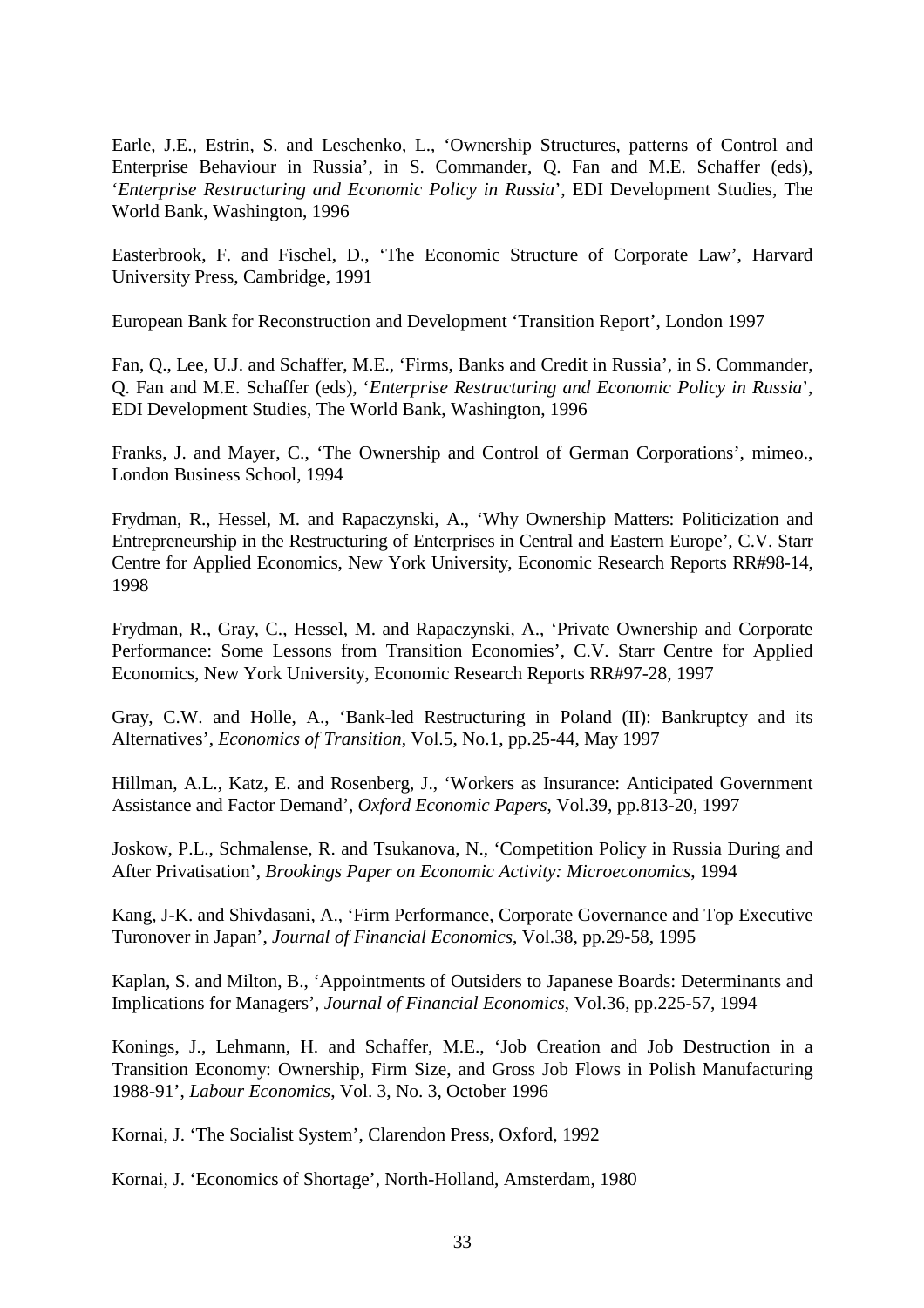Earle, J.E., Estrin, S. and Leschenko, L., ‘Ownership Structures, patterns of Control and Enterprise Behaviour in Russia’, in S. Commander, Q. Fan and M.E. Schaffer (eds), ‘*Enterprise Restructuring and Economic Policy in Russia*’, EDI Development Studies, The World Bank, Washington, 1996

Easterbrook, F. and Fischel, D., ‘The Economic Structure of Corporate Law’, Harvard University Press, Cambridge, 1991

European Bank for Reconstruction and Development ‘Transition Report’, London 1997

Fan, Q., Lee, U.J. and Schaffer, M.E., ‘Firms, Banks and Credit in Russia’, in S. Commander, Q. Fan and M.E. Schaffer (eds), ‘*Enterprise Restructuring and Economic Policy in Russia*’, EDI Development Studies, The World Bank, Washington, 1996

Franks, J. and Mayer, C., ‘The Ownership and Control of German Corporations’, mimeo., London Business School, 1994

Frydman, R., Hessel, M. and Rapaczynski, A., ‘Why Ownership Matters: Politicization and Entrepreneurship in the Restructuring of Enterprises in Central and Eastern Europe’, C.V. Starr Centre for Applied Economics, New York University, Economic Research Reports RR#98-14, 1998

Frydman, R., Gray, C., Hessel, M. and Rapaczynski, A., ‘Private Ownership and Corporate Performance: Some Lessons from Transition Economies’, C.V. Starr Centre for Applied Economics, New York University, Economic Research Reports RR#97-28, 1997

Gray, C.W. and Holle, A., ‘Bank-led Restructuring in Poland (II): Bankruptcy and its Alternatives’, *Economics of Transition*, Vol.5, No.1, pp.25-44, May 1997

Hillman, A.L., Katz, E. and Rosenberg, J., ‘Workers as Insurance: Anticipated Government Assistance and Factor Demand’, *Oxford Economic Papers*, Vol.39, pp.813-20, 1997

Joskow, P.L., Schmalense, R. and Tsukanova, N., ‘Competition Policy in Russia During and After Privatisation’, *Brookings Paper on Economic Activity: Microeconomics*, 1994

Kang, J-K. and Shivdasani, A., ‘Firm Performance, Corporate Governance and Top Executive Turonover in Japan’, *Journal of Financial Economics*, Vol.38, pp.29-58, 1995

Kaplan, S. and Milton, B., ‘Appointments of Outsiders to Japanese Boards: Determinants and Implications for Managers’, *Journal of Financial Economics*, Vol.36, pp.225-57, 1994

Konings, J., Lehmann, H. and Schaffer, M.E., ‘Job Creation and Job Destruction in a Transition Economy: Ownership, Firm Size, and Gross Job Flows in Polish Manufacturing 1988-91’, *Labour Economics*, Vol. 3, No. 3, October 1996

Kornai, J. ‘The Socialist System’, Clarendon Press, Oxford, 1992

Kornai, J. ‘Economics of Shortage’, North-Holland, Amsterdam, 1980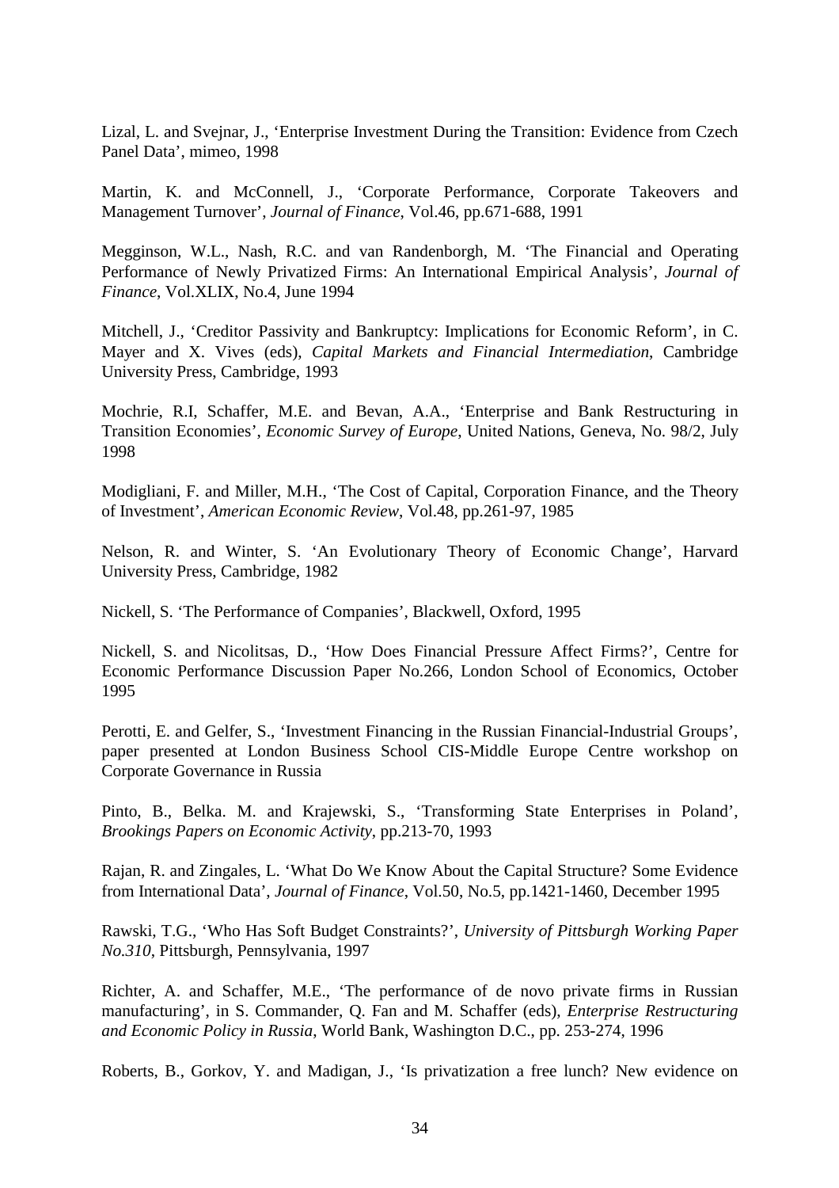Lizal, L. and Svejnar, J., 'Enterprise Investment During the Transition: Evidence from Czech Panel Data', mimeo, 1998

Martin, K. and McConnell, J., 'Corporate Performance, Corporate Takeovers and Management Turnover', *Journal of Finance*, Vol.46, pp.671-688, 1991

Megginson, W.L., Nash, R.C. and van Randenborgh, M. 'The Financial and Operating Performance of Newly Privatized Firms: An International Empirical Analysis', *Journal of Finance*, Vol.XLIX, No.4, June 1994

Mitchell, J., 'Creditor Passivity and Bankruptcy: Implications for Economic Reform', in C. Mayer and X. Vives (eds), *Capital Markets and Financial Intermediation*, Cambridge University Press, Cambridge, 1993

Mochrie, R.I, Schaffer, M.E. and Bevan, A.A., 'Enterprise and Bank Restructuring in Transition Economies', *Economic Survey of Europe*, United Nations, Geneva, No. 98/2, July 1998

Modigliani, F. and Miller, M.H., 'The Cost of Capital, Corporation Finance, and the Theory of Investment', *American Economic Review*, Vol.48, pp.261-97, 1985

Nelson, R. and Winter, S. 'An Evolutionary Theory of Economic Change', Harvard University Press, Cambridge, 1982

Nickell, S. 'The Performance of Companies', Blackwell, Oxford, 1995

Nickell, S. and Nicolitsas, D., 'How Does Financial Pressure Affect Firms?', Centre for Economic Performance Discussion Paper No.266, London School of Economics, October 1995

Perotti, E. and Gelfer, S., 'Investment Financing in the Russian Financial-Industrial Groups', paper presented at London Business School CIS-Middle Europe Centre workshop on Corporate Governance in Russia

Pinto, B., Belka. M. and Krajewski, S., 'Transforming State Enterprises in Poland', *Brookings Papers on Economic Activity*, pp.213-70, 1993

Rajan, R. and Zingales, L. 'What Do We Know About the Capital Structure? Some Evidence from International Data', *Journal of Finance*, Vol.50, No.5, pp.1421-1460, December 1995

Rawski, T.G., 'Who Has Soft Budget Constraints?', *University of Pittsburgh Working Paper No.310*, Pittsburgh, Pennsylvania, 1997

Richter, A. and Schaffer, M.E., 'The performance of de novo private firms in Russian manufacturing', in S. Commander, Q. Fan and M. Schaffer (eds), *Enterprise Restructuring and Economic Policy in Russia*, World Bank, Washington D.C., pp. 253-274, 1996

Roberts, B., Gorkov, Y. and Madigan, J., 'Is privatization a free lunch? New evidence on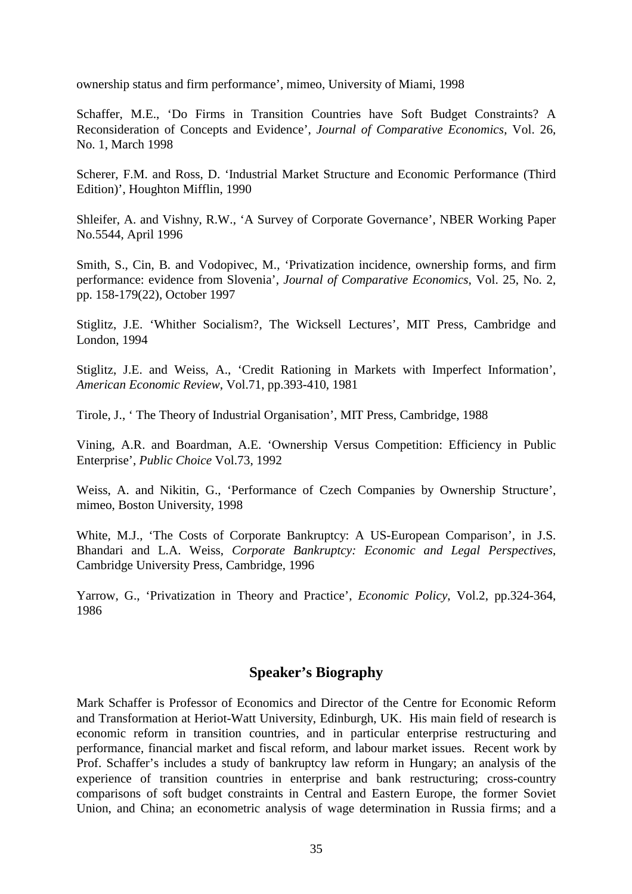ownership status and firm performance', mimeo, University of Miami, 1998

Schaffer, M.E., 'Do Firms in Transition Countries have Soft Budget Constraints? A Reconsideration of Concepts and Evidence', *Journal of Comparative Economics*, Vol. 26, No. 1, March 1998

Scherer, F.M. and Ross, D. 'Industrial Market Structure and Economic Performance (Third Edition)', Houghton Mifflin, 1990

Shleifer, A. and Vishny, R.W., 'A Survey of Corporate Governance', NBER Working Paper No.5544, April 1996

Smith, S., Cin, B. and Vodopivec, M., 'Privatization incidence, ownership forms, and firm performance: evidence from Slovenia', *Journal of Comparative Economics*, Vol. 25, No. 2, pp. 158-179(22), October 1997

Stiglitz, J.E. 'Whither Socialism?, The Wicksell Lectures', MIT Press, Cambridge and London, 1994

Stiglitz, J.E. and Weiss, A., 'Credit Rationing in Markets with Imperfect Information', *American Economic Review*, Vol.71, pp.393-410, 1981

Tirole, J., ' The Theory of Industrial Organisation', MIT Press, Cambridge, 1988

Vining, A.R. and Boardman, A.E. 'Ownership Versus Competition: Efficiency in Public Enterprise', *Public Choice* Vol.73, 1992

Weiss, A. and Nikitin, G., 'Performance of Czech Companies by Ownership Structure', mimeo, Boston University, 1998

White, M.J., 'The Costs of Corporate Bankruptcy: A US-European Comparison', in J.S. Bhandari and L.A. Weiss, *Corporate Bankruptcy: Economic and Legal Perspectives*, Cambridge University Press, Cambridge, 1996

Yarrow, G., 'Privatization in Theory and Practice', *Economic Policy*, Vol.2, pp.324-364, 1986

## Speaker's Biography

Mark Schaffer is Professor of Economics and Director of the Centre for Economic Reform and Transformation at Heriot-Watt University, Edinburgh, UK. His main field of research is economic reform in transition countries, and in particular enterprise restructuring and performance, financial market and fiscal reform, and labour market issues. Recent work by Prof. Schaffer's includes a study of bankruptcy law reform in Hungary; an analysis of the experience of transition countries in enterprise and bank restructuring; cross-country comparisons of soft budget constraints in Central and Eastern Europe, the former Soviet Union, and China; an econometric analysis of wage determination in Russia firms; and a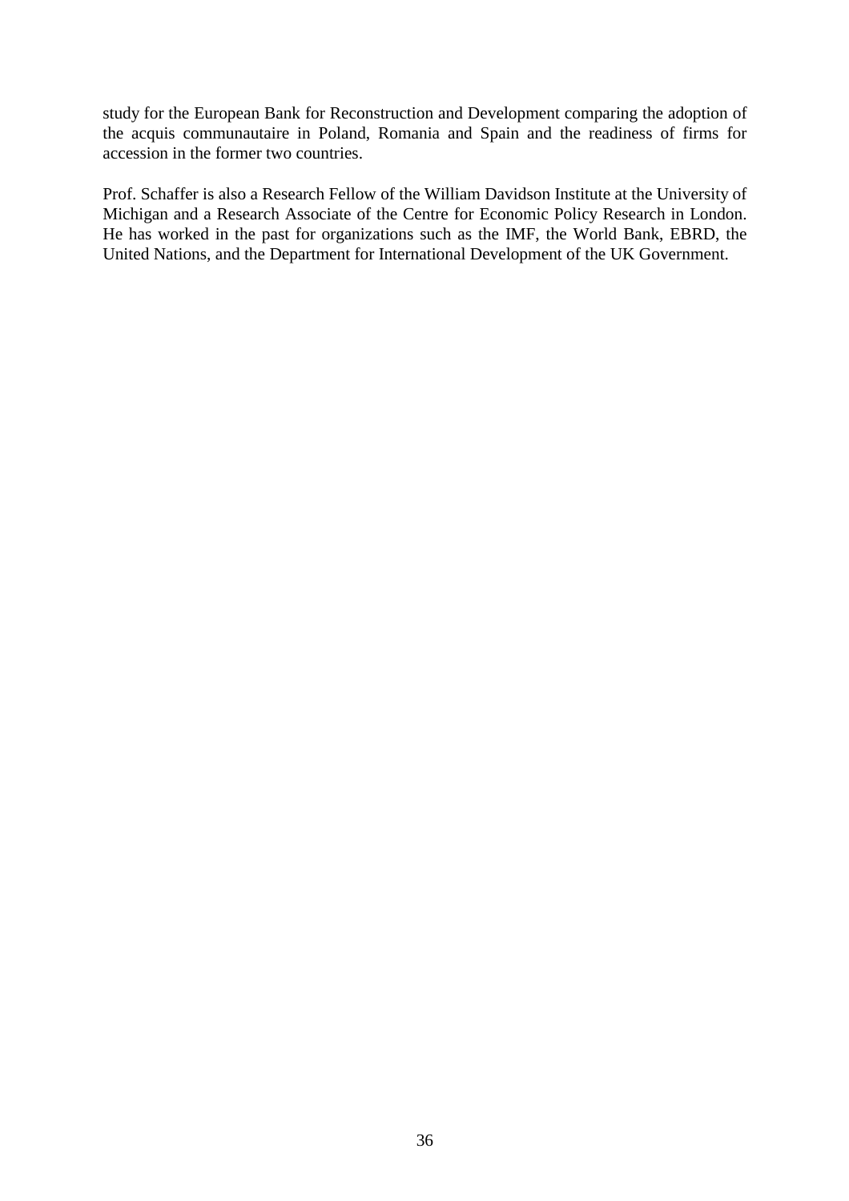study for the European Bank for Reconstruction and Development comparing the adoption of the acquis communautaire in Poland, Romania and Spain and the readiness of firms for accession in the former two countries.

Prof. Schaffer is also a Research Fellow of the William Davidson Institute at the University of Michigan and a Research Associate of the Centre for Economic Policy Research in London. He has worked in the past for organizations such as the IMF, the World Bank, EBRD, the United Nations, and the Department for International Development of the UK Government.